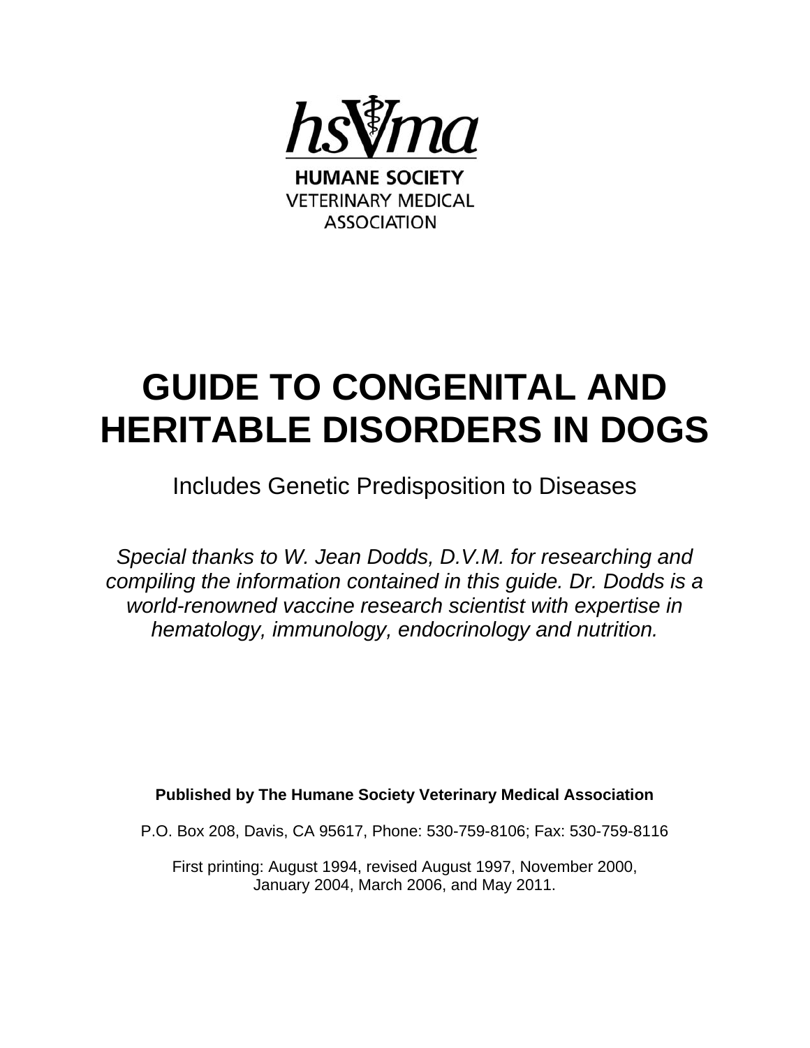hsVma

HUMANE SOCIETY
VETERINARY MEDICAL
ASSOCIATION

# GUIDE TO CONGENITAL AND HERITABLE DISORDERS IN DOGS

Includes Genetic Predisposition to Diseases

*Special thanks to W. Jean Dodds, D.V.M. for researching and compiling the information contained in this guide. Dr. Dodds is a world-renowned vaccine research scientist with expertise in hematology, immunology, endocrinology and nutrition.*

**Published by The Humane Society Veterinary Medical Association**

P.O. Box 208, Davis, CA 95617, Phone: 530-759-8106; Fax: 530-759-8116

First printing: August 1994, revised August 1997, November 2000, January 2004, March 2006, and May 2011.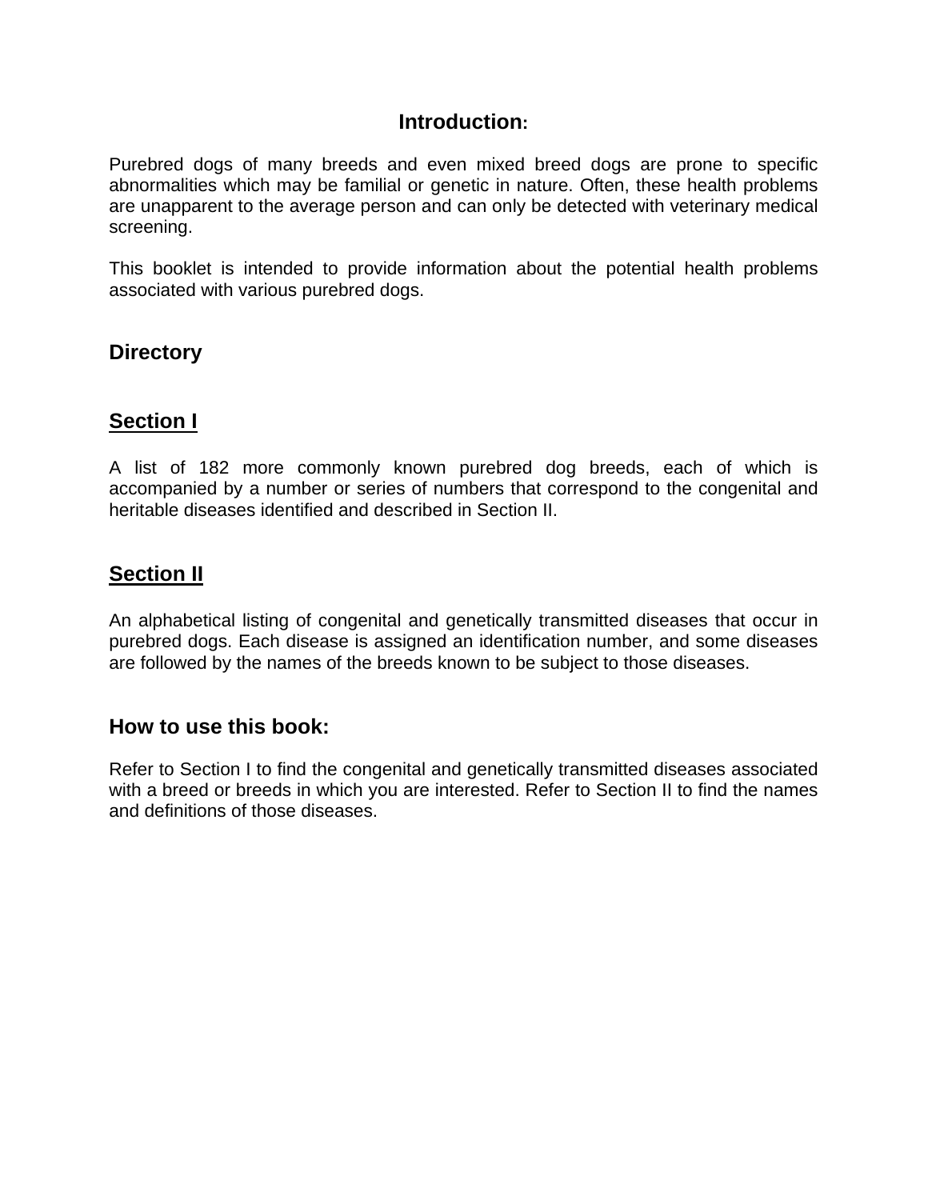# Introduction:

Purebred dogs of many breeds and even mixed breed dogs are prone to specific abnormalities which may be familial or genetic in nature. Often, these health problems are unapparent to the average person and can only be detected with veterinary medical screening.

This booklet is intended to provide information about the potential health problems associated with various purebred dogs.

## Directory

## Section I

A list of 182 more commonly known purebred dog breeds, each of which is accompanied by a number or series of numbers that correspond to the congenital and heritable diseases identified and described in Section II.

## Section II

An alphabetical listing of congenital and genetically transmitted diseases that occur in purebred dogs. Each disease is assigned an identification number, and some diseases are followed by the names of the breeds known to be subject to those diseases.

## How to use this book:

Refer to Section I to find the congenital and genetically transmitted diseases associated with a breed or breeds in which you are interested. Refer to Section II to find the names and definitions of those diseases.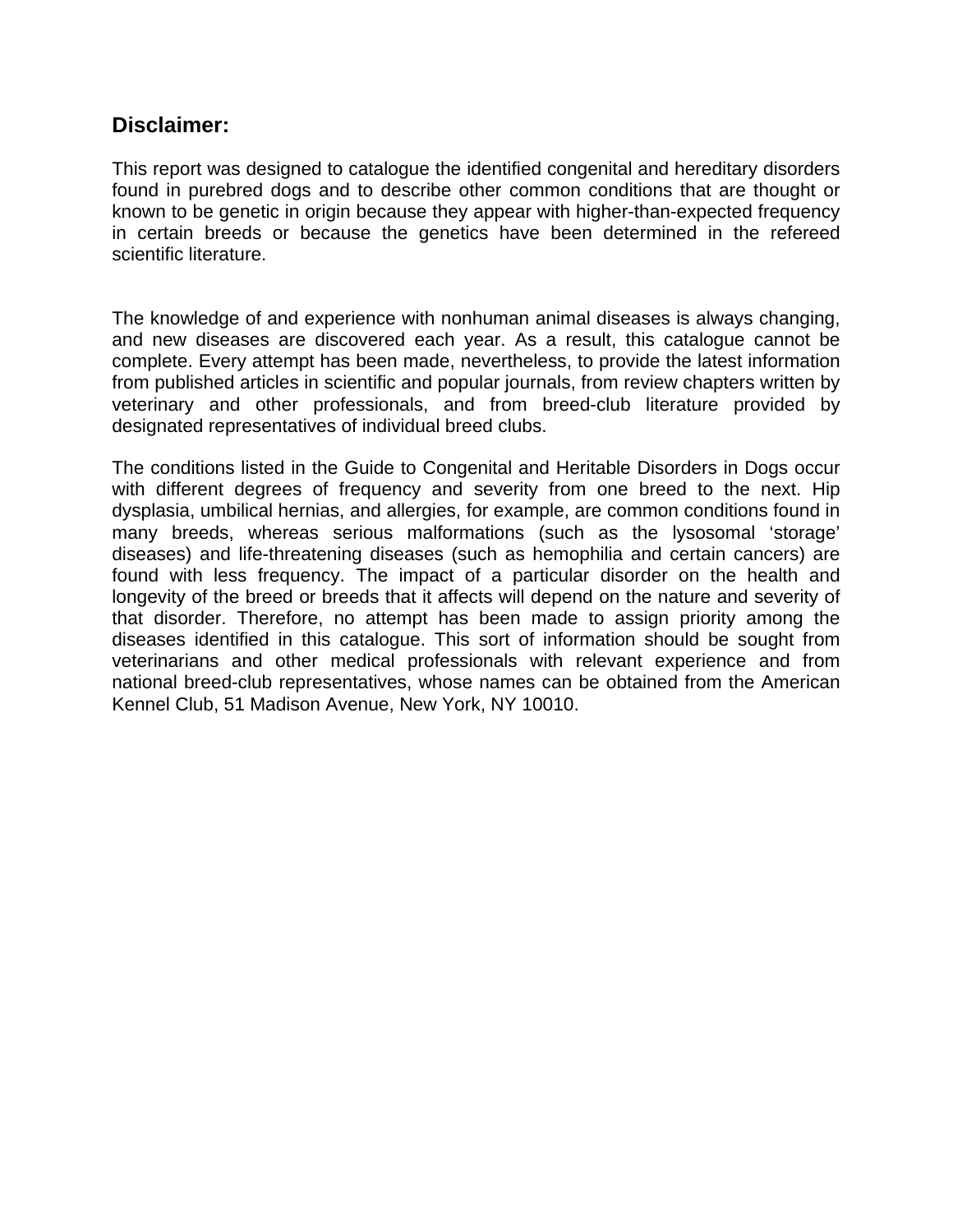## Disclaimer:

This report was designed to catalogue the identified congenital and hereditary disorders found in purebred dogs and to describe other common conditions that are thought or known to be genetic in origin because they appear with higher-than-expected frequency in certain breeds or because the genetics have been determined in the refereed scientific literature.

The knowledge of and experience with nonhuman animal diseases is always changing, and new diseases are discovered each year. As a result, this catalogue cannot be complete. Every attempt has been made, nevertheless, to provide the latest information from published articles in scientific and popular journals, from review chapters written by veterinary and other professionals, and from breed-club literature provided by designated representatives of individual breed clubs.

The conditions listed in the Guide to Congenital and Heritable Disorders in Dogs occur with different degrees of frequency and severity from one breed to the next. Hip dysplasia, umbilical hernias, and allergies, for example, are common conditions found in many breeds, whereas serious malformations (such as the lysosomal 'storage' diseases) and life-threatening diseases (such as hemophilia and certain cancers) are found with less frequency. The impact of a particular disorder on the health and longevity of the breed or breeds that it affects will depend on the nature and severity of that disorder. Therefore, no attempt has been made to assign priority among the diseases identified in this catalogue. This sort of information should be sought from veterinarians and other medical professionals with relevant experience and from national breed-club representatives, whose names can be obtained from the American Kennel Club, 51 Madison Avenue, New York, NY 10010.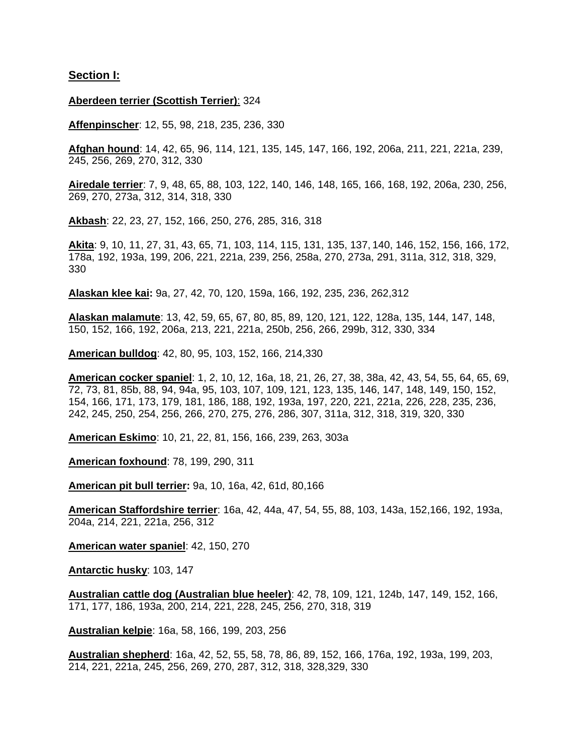**Section I:**

**Aberdeen terrier (Scottish Terrier)**: 324

**Affenpinscher**: 12, 55, 98, 218, 235, 236, 330

**Afghan hound**: 14, 42, 65, 96, 114, 121, 135, 145, 147, 166, 192, 206a, 211, 221, 221a, 239, 245, 256, 269, 270, 312, 330

**Airedale terrier**: 7, 9, 48, 65, 88, 103, 122, 140, 146, 148, 165, 166, 168, 192, 206a, 230, 256, 269, 270, 273a, 312, 314, 318, 330

**Akbash**: 22, 23, 27, 152, 166, 250, 276, 285, 316, 318

**Akita**: 9, 10, 11, 27, 31, 43, 65, 71, 103, 114, 115, 131, 135, 137, 140, 146, 152, 156, 166, 172, 178a, 192, 193a, 199, 206, 221, 221a, 239, 256, 258a, 270, 273a, 291, 311a, 312, 318, 329, 330

**Alaskan klee kai:** 9a, 27, 42, 70, 120, 159a, 166, 192, 235, 236, 262,312

**Alaskan malamute**: 13, 42, 59, 65, 67, 80, 85, 89, 120, 121, 122, 128a, 135, 144, 147, 148, 150, 152, 166, 192, 206a, 213, 221, 221a, 250b, 256, 266, 299b, 312, 330, 334

**American bulldog**: 42, 80, 95, 103, 152, 166, 214,330

**American cocker spaniel**: 1, 2, 10, 12, 16a, 18, 21, 26, 27, 38, 38a, 42, 43, 54, 55, 64, 65, 69, 72, 73, 81, 85b, 88, 94, 94a, 95, 103, 107, 109, 121, 123, 135, 146, 147, 148, 149, 150, 152, 154, 166, 171, 173, 179, 181, 186, 188, 192, 193a, 197, 220, 221, 221a, 226, 228, 235, 236, 242, 245, 250, 254, 256, 266, 270, 275, 276, 286, 307, 311a, 312, 318, 319, 320, 330

**American Eskimo**: 10, 21, 22, 81, 156, 166, 239, 263, 303a

**American foxhound**: 78, 199, 290, 311

**American pit bull terrier:** 9a, 10, 16a, 42, 61d, 80,166

**American Staffordshire terrier**: 16a, 42, 44a, 47, 54, 55, 88, 103, 143a, 152,166, 192, 193a, 204a, 214, 221, 221a, 256, 312

**American water spaniel**: 42, 150, 270

**Antarctic husky**: 103, 147

**Australian cattle dog (Australian blue heeler)**: 42, 78, 109, 121, 124b, 147, 149, 152, 166, 171, 177, 186, 193a, 200, 214, 221, 228, 245, 256, 270, 318, 319

**Australian kelpie**: 16a, 58, 166, 199, 203, 256

**Australian shepherd**: 16a, 42, 52, 55, 58, 78, 86, 89, 152, 166, 176a, 192, 193a, 199, 203, 214, 221, 221a, 245, 256, 269, 270, 287, 312, 318, 328,329, 330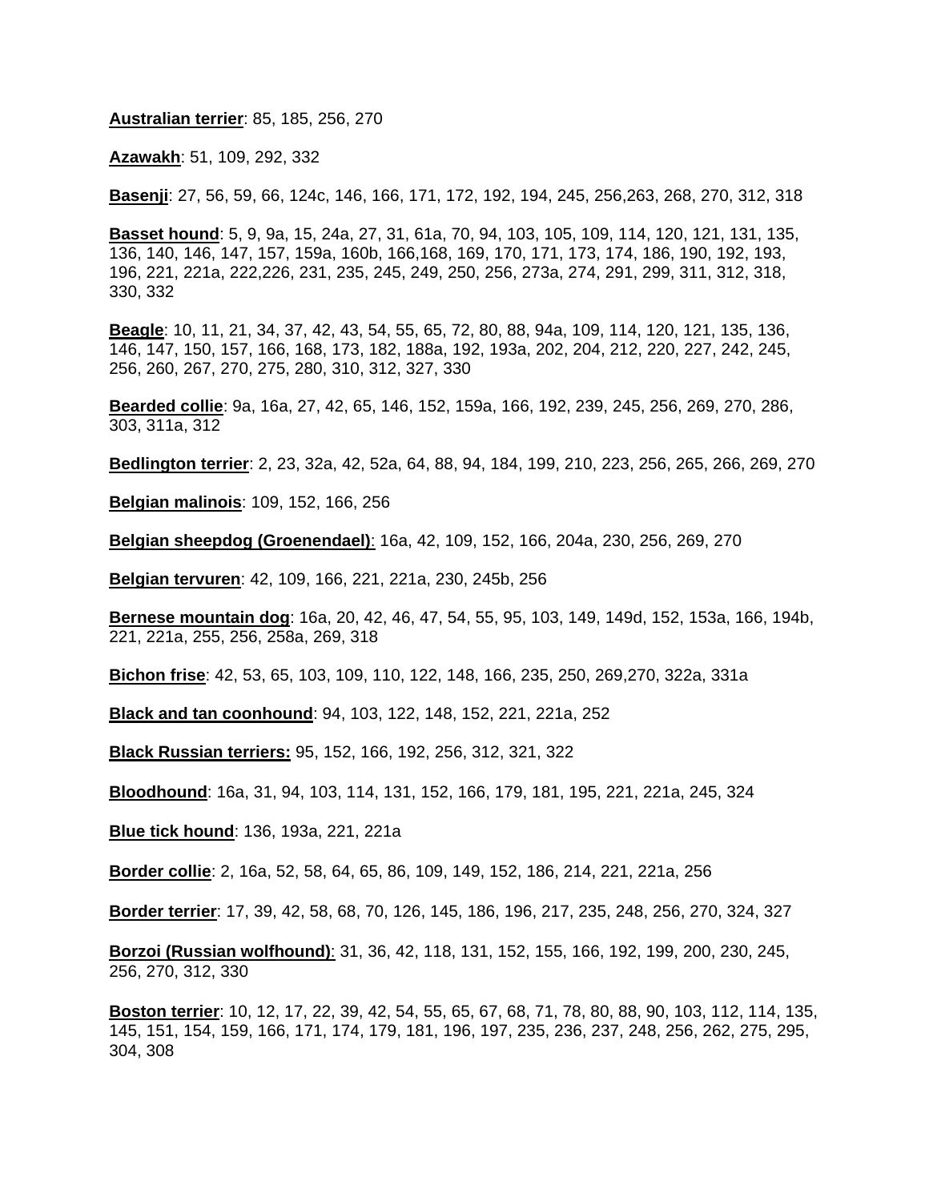**Australian terrier**: 85, 185, 256, 270

**Azawakh**: 51, 109, 292, 332

**Basenji**: 27, 56, 59, 66, 124c, 146, 166, 171, 172, 192, 194, 245, 256,263, 268, 270, 312, 318

**Basset hound**: 5, 9, 9a, 15, 24a, 27, 31, 61a, 70, 94, 103, 105, 109, 114, 120, 121, 131, 135, 136, 140, 146, 147, 157, 159a, 160b, 166,168, 169, 170, 171, 173, 174, 186, 190, 192, 193, 196, 221, 221a, 222,226, 231, 235, 245, 249, 250, 256, 273a, 274, 291, 299, 311, 312, 318, 330, 332

**Beagle**: 10, 11, 21, 34, 37, 42, 43, 54, 55, 65, 72, 80, 88, 94a, 109, 114, 120, 121, 135, 136, 146, 147, 150, 157, 166, 168, 173, 182, 188a, 192, 193a, 202, 204, 212, 220, 227, 242, 245, 256, 260, 267, 270, 275, 280, 310, 312, 327, 330

**Bearded collie**: 9a, 16a, 27, 42, 65, 146, 152, 159a, 166, 192, 239, 245, 256, 269, 270, 286, 303, 311a, 312

**Bedlington terrier**: 2, 23, 32a, 42, 52a, 64, 88, 94, 184, 199, 210, 223, 256, 265, 266, 269, 270

**Belgian malinois**: 109, 152, 166, 256

**Belgian sheepdog (Groenendael)**: 16a, 42, 109, 152, 166, 204a, 230, 256, 269, 270

**Belgian tervuren**: 42, 109, 166, 221, 221a, 230, 245b, 256

**Bernese mountain dog**: 16a, 20, 42, 46, 47, 54, 55, 95, 103, 149, 149d, 152, 153a, 166, 194b, 221, 221a, 255, 256, 258a, 269, 318

**Bichon frise**: 42, 53, 65, 103, 109, 110, 122, 148, 166, 235, 250, 269,270, 322a, 331a

**Black and tan coonhound**: 94, 103, 122, 148, 152, 221, 221a, 252

**Black Russian terriers:** 95, 152, 166, 192, 256, 312, 321, 322

**Bloodhound**: 16a, 31, 94, 103, 114, 131, 152, 166, 179, 181, 195, 221, 221a, 245, 324

**Blue tick hound**: 136, 193a, 221, 221a

**Border collie**: 2, 16a, 52, 58, 64, 65, 86, 109, 149, 152, 186, 214, 221, 221a, 256

**Border terrier**: 17, 39, 42, 58, 68, 70, 126, 145, 186, 196, 217, 235, 248, 256, 270, 324, 327

**Borzoi (Russian wolfhound)**: 31, 36, 42, 118, 131, 152, 155, 166, 192, 199, 200, 230, 245, 256, 270, 312, 330

**Boston terrier**: 10, 12, 17, 22, 39, 42, 54, 55, 65, 67, 68, 71, 78, 80, 88, 90, 103, 112, 114, 135, 145, 151, 154, 159, 166, 171, 174, 179, 181, 196, 197, 235, 236, 237, 248, 256, 262, 275, 295, 304, 308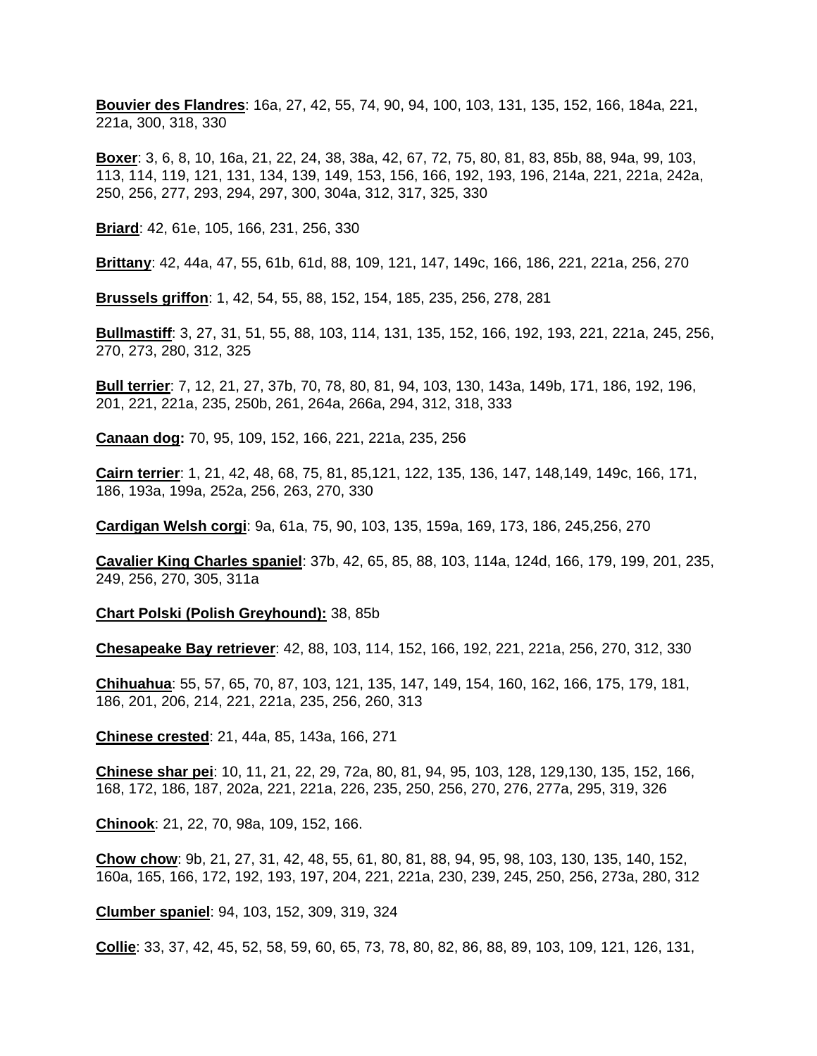**Bouvier des Flandres**: 16a, 27, 42, 55, 74, 90, 94, 100, 103, 131, 135, 152, 166, 184a, 221, 221a, 300, 318, 330

**Boxer**: 3, 6, 8, 10, 16a, 21, 22, 24, 38, 38a, 42, 67, 72, 75, 80, 81, 83, 85b, 88, 94a, 99, 103, 113, 114, 119, 121, 131, 134, 139, 149, 153, 156, 166, 192, 193, 196, 214a, 221, 221a, 242a, 250, 256, 277, 293, 294, 297, 300, 304a, 312, 317, 325, 330

**Briard**: 42, 61e, 105, 166, 231, 256, 330

**Brittany**: 42, 44a, 47, 55, 61b, 61d, 88, 109, 121, 147, 149c, 166, 186, 221, 221a, 256, 270

**Brussels griffon**: 1, 42, 54, 55, 88, 152, 154, 185, 235, 256, 278, 281

**Bullmastiff**: 3, 27, 31, 51, 55, 88, 103, 114, 131, 135, 152, 166, 192, 193, 221, 221a, 245, 256, 270, 273, 280, 312, 325

**Bull terrier**: 7, 12, 21, 27, 37b, 70, 78, 80, 81, 94, 103, 130, 143a, 149b, 171, 186, 192, 196, 201, 221, 221a, 235, 250b, 261, 264a, 266a, 294, 312, 318, 333

**Canaan dog:** 70, 95, 109, 152, 166, 221, 221a, 235, 256

**Cairn terrier**: 1, 21, 42, 48, 68, 75, 81, 85,121, 122, 135, 136, 147, 148,149, 149c, 166, 171, 186, 193a, 199a, 252a, 256, 263, 270, 330

**Cardigan Welsh corgi**: 9a, 61a, 75, 90, 103, 135, 159a, 169, 173, 186, 245,256, 270

**Cavalier King Charles spaniel**: 37b, 42, 65, 85, 88, 103, 114a, 124d, 166, 179, 199, 201, 235, 249, 256, 270, 305, 311a

**Chart Polski (Polish Greyhound):** 38, 85b

**Chesapeake Bay retriever**: 42, 88, 103, 114, 152, 166, 192, 221, 221a, 256, 270, 312, 330

**Chihuahua**: 55, 57, 65, 70, 87, 103, 121, 135, 147, 149, 154, 160, 162, 166, 175, 179, 181, 186, 201, 206, 214, 221, 221a, 235, 256, 260, 313

**Chinese crested**: 21, 44a, 85, 143a, 166, 271

**Chinese shar pei**: 10, 11, 21, 22, 29, 72a, 80, 81, 94, 95, 103, 128, 129,130, 135, 152, 166, 168, 172, 186, 187, 202a, 221, 221a, 226, 235, 250, 256, 270, 276, 277a, 295, 319, 326

**Chinook**: 21, 22, 70, 98a, 109, 152, 166.

**Chow chow**: 9b, 21, 27, 31, 42, 48, 55, 61, 80, 81, 88, 94, 95, 98, 103, 130, 135, 140, 152, 160a, 165, 166, 172, 192, 193, 197, 204, 221, 221a, 230, 239, 245, 250, 256, 273a, 280, 312

**Clumber spaniel**: 94, 103, 152, 309, 319, 324

**Collie**: 33, 37, 42, 45, 52, 58, 59, 60, 65, 73, 78, 80, 82, 86, 88, 89, 103, 109, 121, 126, 131,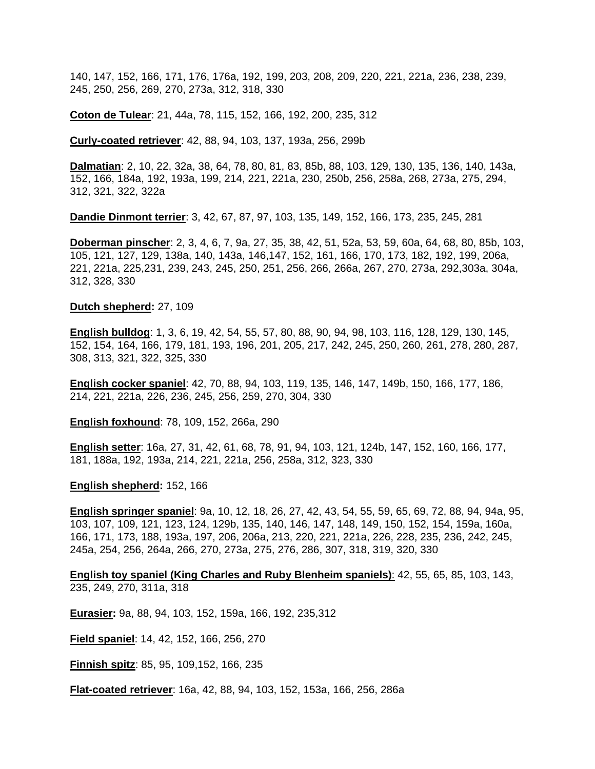140, 147, 152, 166, 171, 176, 176a, 192, 199, 203, 208, 209, 220, 221, 221a, 236, 238, 239, 245, 250, 256, 269, 270, 273a, 312, 318, 330

**Coton de Tulear**: 21, 44a, 78, 115, 152, 166, 192, 200, 235, 312

**Curly-coated retriever**: 42, 88, 94, 103, 137, 193a, 256, 299b

**Dalmatian**: 2, 10, 22, 32a, 38, 64, 78, 80, 81, 83, 85b, 88, 103, 129, 130, 135, 136, 140, 143a, 152, 166, 184a, 192, 193a, 199, 214, 221, 221a, 230, 250b, 256, 258a, 268, 273a, 275, 294, 312, 321, 322, 322a

**Dandie Dinmont terrier**: 3, 42, 67, 87, 97, 103, 135, 149, 152, 166, 173, 235, 245, 281

**Doberman pinscher**: 2, 3, 4, 6, 7, 9a, 27, 35, 38, 42, 51, 52a, 53, 59, 60a, 64, 68, 80, 85b, 103, 105, 121, 127, 129, 138a, 140, 143a, 146,147, 152, 161, 166, 170, 173, 182, 192, 199, 206a, 221, 221a, 225,231, 239, 243, 245, 250, 251, 256, 266, 266a, 267, 270, 273a, 292,303a, 304a, 312, 328, 330

**Dutch shepherd:** 27, 109

**English bulldog**: 1, 3, 6, 19, 42, 54, 55, 57, 80, 88, 90, 94, 98, 103, 116, 128, 129, 130, 145, 152, 154, 164, 166, 179, 181, 193, 196, 201, 205, 217, 242, 245, 250, 260, 261, 278, 280, 287, 308, 313, 321, 322, 325, 330

**English cocker spaniel**: 42, 70, 88, 94, 103, 119, 135, 146, 147, 149b, 150, 166, 177, 186, 214, 221, 221a, 226, 236, 245, 256, 259, 270, 304, 330

**English foxhound**: 78, 109, 152, 266a, 290

**English setter**: 16a, 27, 31, 42, 61, 68, 78, 91, 94, 103, 121, 124b, 147, 152, 160, 166, 177, 181, 188a, 192, 193a, 214, 221, 221a, 256, 258a, 312, 323, 330

**English shepherd:** 152, 166

**English springer spaniel**: 9a, 10, 12, 18, 26, 27, 42, 43, 54, 55, 59, 65, 69, 72, 88, 94, 94a, 95, 103, 107, 109, 121, 123, 124, 129b, 135, 140, 146, 147, 148, 149, 150, 152, 154, 159a, 160a, 166, 171, 173, 188, 193a, 197, 206, 206a, 213, 220, 221, 221a, 226, 228, 235, 236, 242, 245, 245a, 254, 256, 264a, 266, 270, 273a, 275, 276, 286, 307, 318, 319, 320, 330

**English toy spaniel (King Charles and Ruby Blenheim spaniels)**: 42, 55, 65, 85, 103, 143, 235, 249, 270, 311a, 318

**Eurasier:** 9a, 88, 94, 103, 152, 159a, 166, 192, 235,312

**Field spaniel**: 14, 42, 152, 166, 256, 270

**Finnish spitz**: 85, 95, 109,152, 166, 235

**Flat-coated retriever**: 16a, 42, 88, 94, 103, 152, 153a, 166, 256, 286a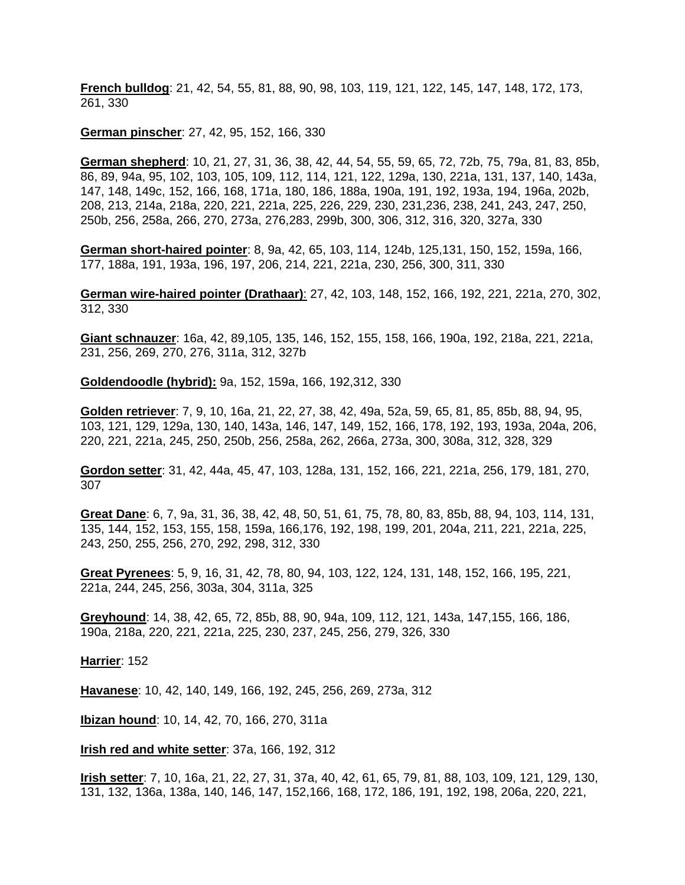**French bulldog**: 21, 42, 54, 55, 81, 88, 90, 98, 103, 119, 121, 122, 145, 147, 148, 172, 173, 261, 330

**German pinscher**: 27, 42, 95, 152, 166, 330

**German shepherd**: 10, 21, 27, 31, 36, 38, 42, 44, 54, 55, 59, 65, 72, 72b, 75, 79a, 81, 83, 85b, 86, 89, 94a, 95, 102, 103, 105, 109, 112, 114, 121, 122, 129a, 130, 221a, 131, 137, 140, 143a, 147, 148, 149c, 152, 166, 168, 171a, 180, 186, 188a, 190a, 191, 192, 193a, 194, 196a, 202b, 208, 213, 214a, 218a, 220, 221, 221a, 225, 226, 229, 230, 231,236, 238, 241, 243, 247, 250, 250b, 256, 258a, 266, 270, 273a, 276,283, 299b, 300, 306, 312, 316, 320, 327a, 330

**German short-haired pointer**: 8, 9a, 42, 65, 103, 114, 124b, 125,131, 150, 152, 159a, 166, 177, 188a, 191, 193a, 196, 197, 206, 214, 221, 221a, 230, 256, 300, 311, 330

**German wire-haired pointer (Drathaar)**: 27, 42, 103, 148, 152, 166, 192, 221, 221a, 270, 302, 312, 330

**Giant schnauzer**: 16a, 42, 89,105, 135, 146, 152, 155, 158, 166, 190a, 192, 218a, 221, 221a, 231, 256, 269, 270, 276, 311a, 312, 327b

**Goldendoodle (hybrid):** 9a, 152, 159a, 166, 192,312, 330

**Golden retriever**: 7, 9, 10, 16a, 21, 22, 27, 38, 42, 49a, 52a, 59, 65, 81, 85, 85b, 88, 94, 95, 103, 121, 129, 129a, 130, 140, 143a, 146, 147, 149, 152, 166, 178, 192, 193, 193a, 204a, 206, 220, 221, 221a, 245, 250, 250b, 256, 258a, 262, 266a, 273a, 300, 308a, 312, 328, 329

**Gordon setter**: 31, 42, 44a, 45, 47, 103, 128a, 131, 152, 166, 221, 221a, 256, 179, 181, 270, 307

**Great Dane**: 6, 7, 9a, 31, 36, 38, 42, 48, 50, 51, 61, 75, 78, 80, 83, 85b, 88, 94, 103, 114, 131, 135, 144, 152, 153, 155, 158, 159a, 166,176, 192, 198, 199, 201, 204a, 211, 221, 221a, 225, 243, 250, 255, 256, 270, 292, 298, 312, 330

**Great Pyrenees**: 5, 9, 16, 31, 42, 78, 80, 94, 103, 122, 124, 131, 148, 152, 166, 195, 221, 221a, 244, 245, 256, 303a, 304, 311a, 325

**Greyhound**: 14, 38, 42, 65, 72, 85b, 88, 90, 94a, 109, 112, 121, 143a, 147,155, 166, 186, 190a, 218a, 220, 221, 221a, 225, 230, 237, 245, 256, 279, 326, 330

**Harrier**: 152

**Havanese**: 10, 42, 140, 149, 166, 192, 245, 256, 269, 273a, 312

**Ibizan hound**: 10, 14, 42, 70, 166, 270, 311a

**Irish red and white setter**: 37a, 166, 192, 312

**Irish setter**: 7, 10, 16a, 21, 22, 27, 31, 37a, 40, 42, 61, 65, 79, 81, 88, 103, 109, 121, 129, 130, 131, 132, 136a, 138a, 140, 146, 147, 152,166, 168, 172, 186, 191, 192, 198, 206a, 220, 221,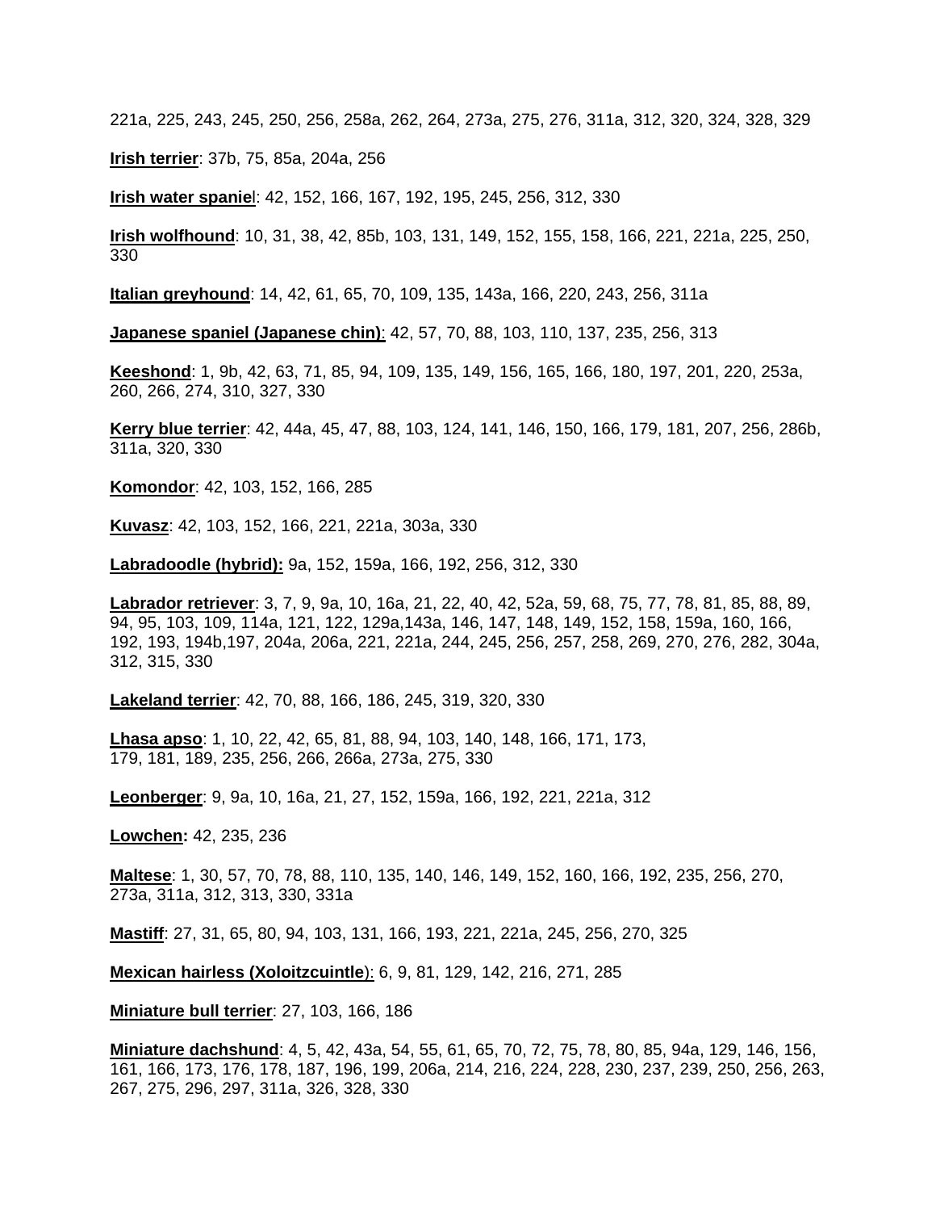221a, 225, 243, 245, 250, 256, 258a, 262, 264, 273a, 275, 276, 311a, 312, 320, 324, 328, 329

**Irish terrier**: 37b, 75, 85a, 204a, 256

**Irish water spaniel**: 42, 152, 166, 167, 192, 195, 245, 256, 312, 330

**Irish wolfhound**: 10, 31, 38, 42, 85b, 103, 131, 149, 152, 155, 158, 166, 221, 221a, 225, 250, 330

**Italian greyhound**: 14, 42, 61, 65, 70, 109, 135, 143a, 166, 220, 243, 256, 311a

**Japanese spaniel (Japanese chin)**: 42, 57, 70, 88, 103, 110, 137, 235, 256, 313

**Keeshond**: 1, 9b, 42, 63, 71, 85, 94, 109, 135, 149, 156, 165, 166, 180, 197, 201, 220, 253a, 260, 266, 274, 310, 327, 330

**Kerry blue terrier**: 42, 44a, 45, 47, 88, 103, 124, 141, 146, 150, 166, 179, 181, 207, 256, 286b, 311a, 320, 330

**Komondor**: 42, 103, 152, 166, 285

**Kuvasz**: 42, 103, 152, 166, 221, 221a, 303a, 330

**Labradoodle (hybrid):** 9a, 152, 159a, 166, 192, 256, 312, 330

**Labrador retriever**: 3, 7, 9, 9a, 10, 16a, 21, 22, 40, 42, 52a, 59, 68, 75, 77, 78, 81, 85, 88, 89, 94, 95, 103, 109, 114a, 121, 122, 129a,143a, 146, 147, 148, 149, 152, 158, 159a, 160, 166, 192, 193, 194b,197, 204a, 206a, 221, 221a, 244, 245, 256, 257, 258, 269, 270, 276, 282, 304a, 312, 315, 330

**Lakeland terrier**: 42, 70, 88, 166, 186, 245, 319, 320, 330

**Lhasa apso**: 1, 10, 22, 42, 65, 81, 88, 94, 103, 140, 148, 166, 171, 173, 179, 181, 189, 235, 256, 266, 266a, 273a, 275, 330

**Leonberger**: 9, 9a, 10, 16a, 21, 27, 152, 159a, 166, 192, 221, 221a, 312

**Lowchen:** 42, 235, 236

**Maltese**: 1, 30, 57, 70, 78, 88, 110, 135, 140, 146, 149, 152, 160, 166, 192, 235, 256, 270, 273a, 311a, 312, 313, 330, 331a

**Mastiff**: 27, 31, 65, 80, 94, 103, 131, 166, 193, 221, 221a, 245, 256, 270, 325

**Mexican hairless (Xoloitzcuintle)**: 6, 9, 81, 129, 142, 216, 271, 285

**Miniature bull terrier**: 27, 103, 166, 186

**Miniature dachshund**: 4, 5, 42, 43a, 54, 55, 61, 65, 70, 72, 75, 78, 80, 85, 94a, 129, 146, 156, 161, 166, 173, 176, 178, 187, 196, 199, 206a, 214, 216, 224, 228, 230, 237, 239, 250, 256, 263, 267, 275, 296, 297, 311a, 326, 328, 330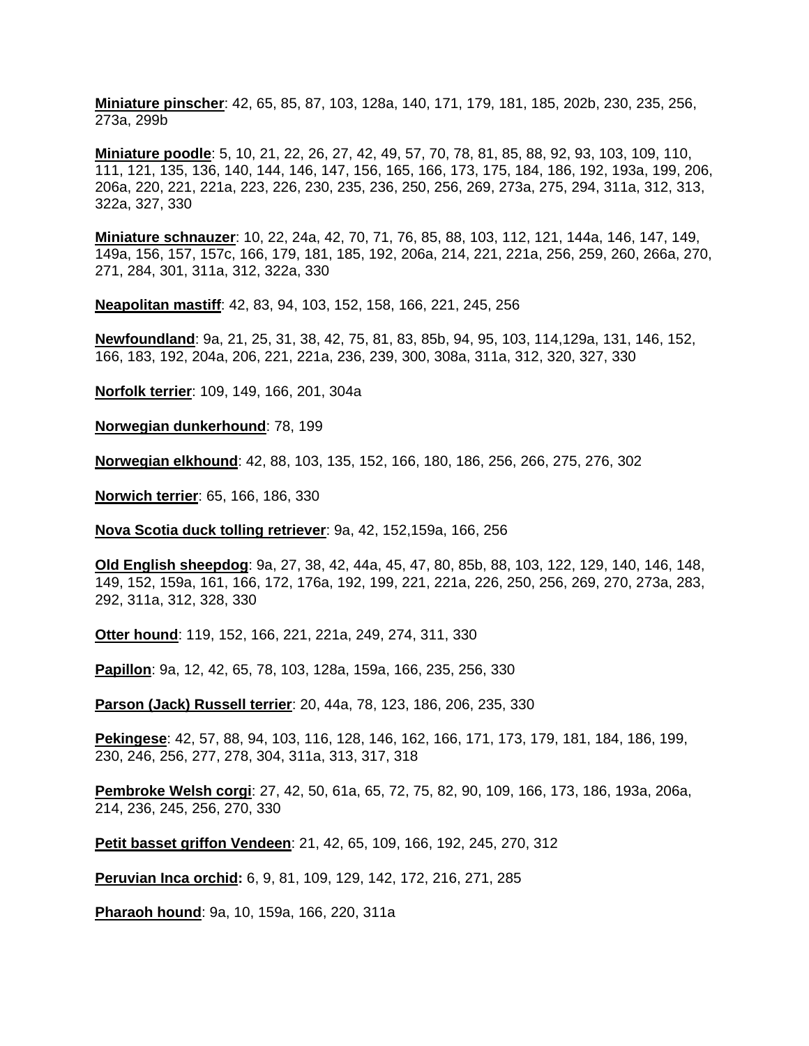**Miniature pinscher**: 42, 65, 85, 87, 103, 128a, 140, 171, 179, 181, 185, 202b, 230, 235, 256, 273a, 299b

**Miniature poodle**: 5, 10, 21, 22, 26, 27, 42, 49, 57, 70, 78, 81, 85, 88, 92, 93, 103, 109, 110, 111, 121, 135, 136, 140, 144, 146, 147, 156, 165, 166, 173, 175, 184, 186, 192, 193a, 199, 206, 206a, 220, 221, 221a, 223, 226, 230, 235, 236, 250, 256, 269, 273a, 275, 294, 311a, 312, 313, 322a, 327, 330

**Miniature schnauzer**: 10, 22, 24a, 42, 70, 71, 76, 85, 88, 103, 112, 121, 144a, 146, 147, 149, 149a, 156, 157, 157c, 166, 179, 181, 185, 192, 206a, 214, 221, 221a, 256, 259, 260, 266a, 270, 271, 284, 301, 311a, 312, 322a, 330

**Neapolitan mastiff**: 42, 83, 94, 103, 152, 158, 166, 221, 245, 256

**Newfoundland**: 9a, 21, 25, 31, 38, 42, 75, 81, 83, 85b, 94, 95, 103, 114,129a, 131, 146, 152, 166, 183, 192, 204a, 206, 221, 221a, 236, 239, 300, 308a, 311a, 312, 320, 327, 330

**Norfolk terrier**: 109, 149, 166, 201, 304a

**Norwegian dunkerhound**: 78, 199

**Norwegian elkhound**: 42, 88, 103, 135, 152, 166, 180, 186, 256, 266, 275, 276, 302

**Norwich terrier**: 65, 166, 186, 330

**Nova Scotia duck tolling retriever**: 9a, 42, 152,159a, 166, 256

**Old English sheepdog**: 9a, 27, 38, 42, 44a, 45, 47, 80, 85b, 88, 103, 122, 129, 140, 146, 148, 149, 152, 159a, 161, 166, 172, 176a, 192, 199, 221, 221a, 226, 250, 256, 269, 270, 273a, 283, 292, 311a, 312, 328, 330

**Otter hound**: 119, 152, 166, 221, 221a, 249, 274, 311, 330

**Papillon**: 9a, 12, 42, 65, 78, 103, 128a, 159a, 166, 235, 256, 330

**Parson (Jack) Russell terrier**: 20, 44a, 78, 123, 186, 206, 235, 330

**Pekingese**: 42, 57, 88, 94, 103, 116, 128, 146, 162, 166, 171, 173, 179, 181, 184, 186, 199, 230, 246, 256, 277, 278, 304, 311a, 313, 317, 318

**Pembroke Welsh corgi**: 27, 42, 50, 61a, 65, 72, 75, 82, 90, 109, 166, 173, 186, 193a, 206a, 214, 236, 245, 256, 270, 330

**Petit basset griffon Vendeen**: 21, 42, 65, 109, 166, 192, 245, 270, 312

**Peruvian Inca orchid:** 6, 9, 81, 109, 129, 142, 172, 216, 271, 285

**Pharaoh hound**: 9a, 10, 159a, 166, 220, 311a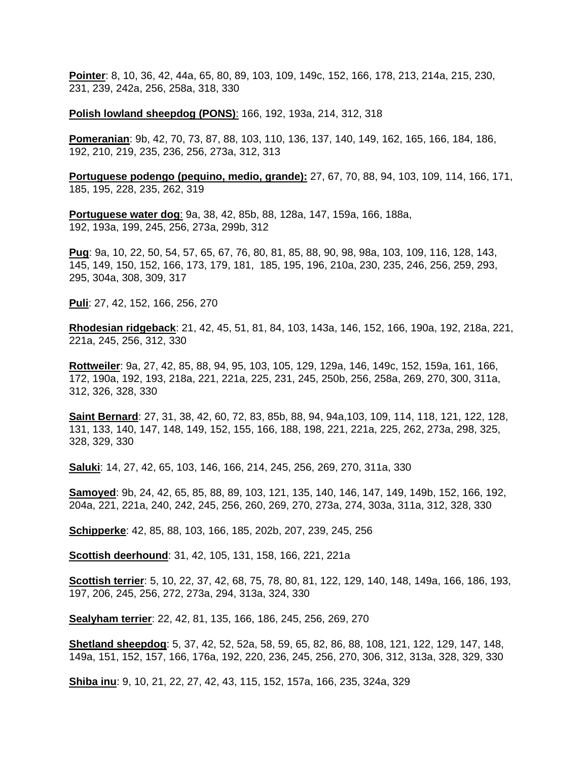**Pointer**: 8, 10, 36, 42, 44a, 65, 80, 89, 103, 109, 149c, 152, 166, 178, 213, 214a, 215, 230, 231, 239, 242a, 256, 258a, 318, 330

**Polish lowland sheepdog (PONS)**: 166, 192, 193a, 214, 312, 318

**Pomeranian**: 9b, 42, 70, 73, 87, 88, 103, 110, 136, 137, 140, 149, 162, 165, 166, 184, 186, 192, 210, 219, 235, 236, 256, 273a, 312, 313

**Portuguese podengo (pequino, medio, grande):** 27, 67, 70, 88, 94, 103, 109, 114, 166, 171, 185, 195, 228, 235, 262, 319

**Portuguese water dog**: 9a, 38, 42, 85b, 88, 128a, 147, 159a, 166, 188a, 192, 193a, 199, 245, 256, 273a, 299b, 312

**Pug**: 9a, 10, 22, 50, 54, 57, 65, 67, 76, 80, 81, 85, 88, 90, 98, 98a, 103, 109, 116, 128, 143, 145, 149, 150, 152, 166, 173, 179, 181, 185, 195, 196, 210a, 230, 235, 246, 256, 259, 293, 295, 304a, 308, 309, 317

**Puli**: 27, 42, 152, 166, 256, 270

**Rhodesian ridgeback**: 21, 42, 45, 51, 81, 84, 103, 143a, 146, 152, 166, 190a, 192, 218a, 221, 221a, 245, 256, 312, 330

**Rottweiler**: 9a, 27, 42, 85, 88, 94, 95, 103, 105, 129, 129a, 146, 149c, 152, 159a, 161, 166, 172, 190a, 192, 193, 218a, 221, 221a, 225, 231, 245, 250b, 256, 258a, 269, 270, 300, 311a, 312, 326, 328, 330

**Saint Bernard**: 27, 31, 38, 42, 60, 72, 83, 85b, 88, 94, 94a,103, 109, 114, 118, 121, 122, 128, 131, 133, 140, 147, 148, 149, 152, 155, 166, 188, 198, 221, 221a, 225, 262, 273a, 298, 325, 328, 329, 330

**Saluki**: 14, 27, 42, 65, 103, 146, 166, 214, 245, 256, 269, 270, 311a, 330

**Samoyed**: 9b, 24, 42, 65, 85, 88, 89, 103, 121, 135, 140, 146, 147, 149, 149b, 152, 166, 192, 204a, 221, 221a, 240, 242, 245, 256, 260, 269, 270, 273a, 274, 303a, 311a, 312, 328, 330

**Schipperke**: 42, 85, 88, 103, 166, 185, 202b, 207, 239, 245, 256

**Scottish deerhound**: 31, 42, 105, 131, 158, 166, 221, 221a

**Scottish terrier**: 5, 10, 22, 37, 42, 68, 75, 78, 80, 81, 122, 129, 140, 148, 149a, 166, 186, 193, 197, 206, 245, 256, 272, 273a, 294, 313a, 324, 330

**Sealyham terrier**: 22, 42, 81, 135, 166, 186, 245, 256, 269, 270

**Shetland sheepdog**: 5, 37, 42, 52, 52a, 58, 59, 65, 82, 86, 88, 108, 121, 122, 129, 147, 148, 149a, 151, 152, 157, 166, 176a, 192, 220, 236, 245, 256, 270, 306, 312, 313a, 328, 329, 330

**Shiba inu**: 9, 10, 21, 22, 27, 42, 43, 115, 152, 157a, 166, 235, 324a, 329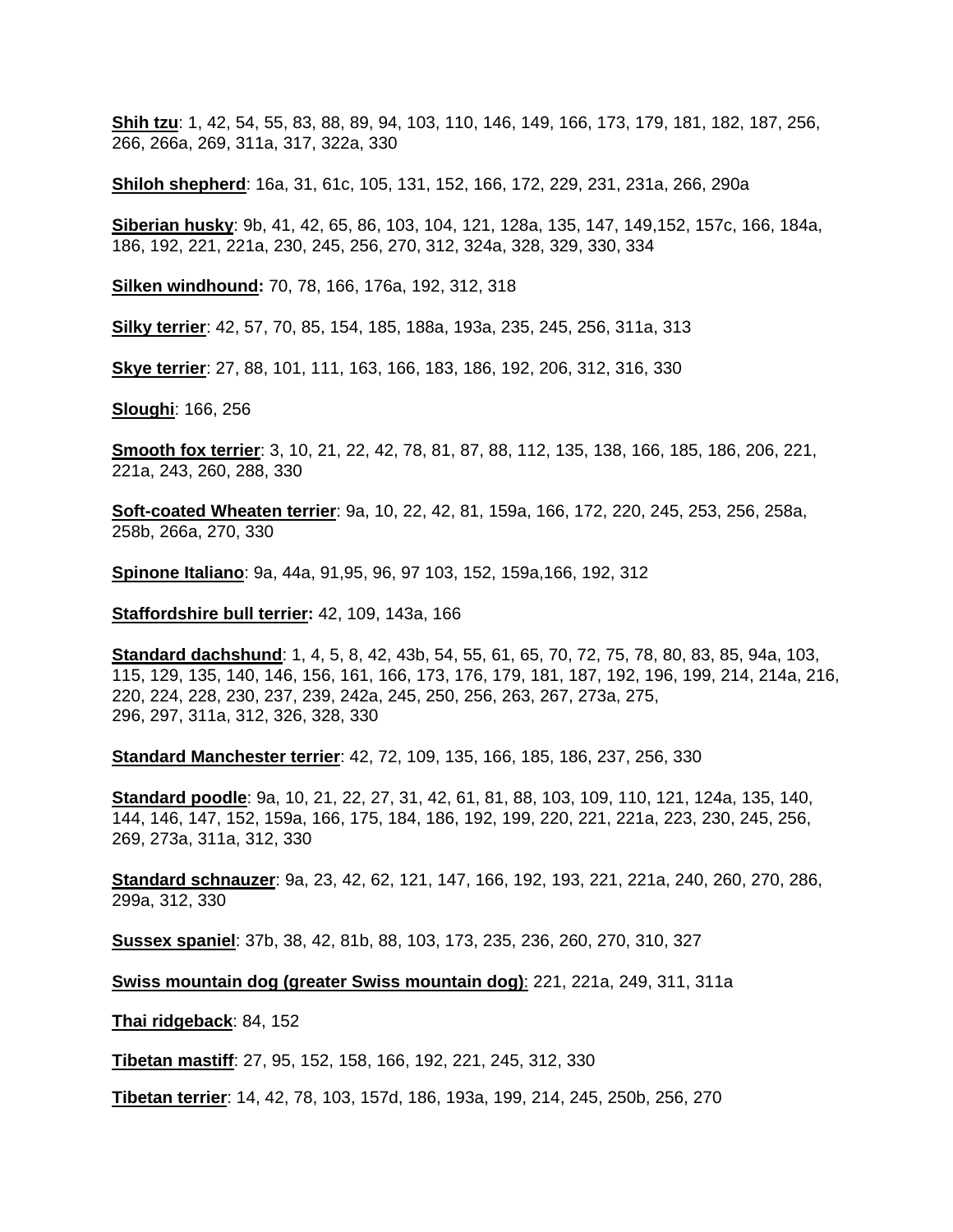**Shih tzu**: 1, 42, 54, 55, 83, 88, 89, 94, 103, 110, 146, 149, 166, 173, 179, 181, 182, 187, 256, 266, 266a, 269, 311a, 317, 322a, 330

**Shiloh shepherd**: 16a, 31, 61c, 105, 131, 152, 166, 172, 229, 231, 231a, 266, 290a

**Siberian husky**: 9b, 41, 42, 65, 86, 103, 104, 121, 128a, 135, 147, 149,152, 157c, 166, 184a, 186, 192, 221, 221a, 230, 245, 256, 270, 312, 324a, 328, 329, 330, 334

**Silken windhound:** 70, 78, 166, 176a, 192, 312, 318

**Silky terrier**: 42, 57, 70, 85, 154, 185, 188a, 193a, 235, 245, 256, 311a, 313

**Skye terrier**: 27, 88, 101, 111, 163, 166, 183, 186, 192, 206, 312, 316, 330

**Sloughi**: 166, 256

**Smooth fox terrier**: 3, 10, 21, 22, 42, 78, 81, 87, 88, 112, 135, 138, 166, 185, 186, 206, 221, 221a, 243, 260, 288, 330

**Soft-coated Wheaten terrier**: 9a, 10, 22, 42, 81, 159a, 166, 172, 220, 245, 253, 256, 258a, 258b, 266a, 270, 330

**Spinone Italiano**: 9a, 44a, 91,95, 96, 97 103, 152, 159a,166, 192, 312

**Staffordshire bull terrier:** 42, 109, 143a, 166

**Standard dachshund**: 1, 4, 5, 8, 42, 43b, 54, 55, 61, 65, 70, 72, 75, 78, 80, 83, 85, 94a, 103, 115, 129, 135, 140, 146, 156, 161, 166, 173, 176, 179, 181, 187, 192, 196, 199, 214, 214a, 216, 220, 224, 228, 230, 237, 239, 242a, 245, 250, 256, 263, 267, 273a, 275, 296, 297, 311a, 312, 326, 328, 330

**Standard Manchester terrier**: 42, 72, 109, 135, 166, 185, 186, 237, 256, 330

**Standard poodle**: 9a, 10, 21, 22, 27, 31, 42, 61, 81, 88, 103, 109, 110, 121, 124a, 135, 140, 144, 146, 147, 152, 159a, 166, 175, 184, 186, 192, 199, 220, 221, 221a, 223, 230, 245, 256, 269, 273a, 311a, 312, 330

**Standard schnauzer**: 9a, 23, 42, 62, 121, 147, 166, 192, 193, 221, 221a, 240, 260, 270, 286, 299a, 312, 330

**Sussex spaniel**: 37b, 38, 42, 81b, 88, 103, 173, 235, 236, 260, 270, 310, 327

**Swiss mountain dog (greater Swiss mountain dog)**: 221, 221a, 249, 311, 311a

**Thai ridgeback**: 84, 152

**Tibetan mastiff**: 27, 95, 152, 158, 166, 192, 221, 245, 312, 330

**Tibetan terrier**: 14, 42, 78, 103, 157d, 186, 193a, 199, 214, 245, 250b, 256, 270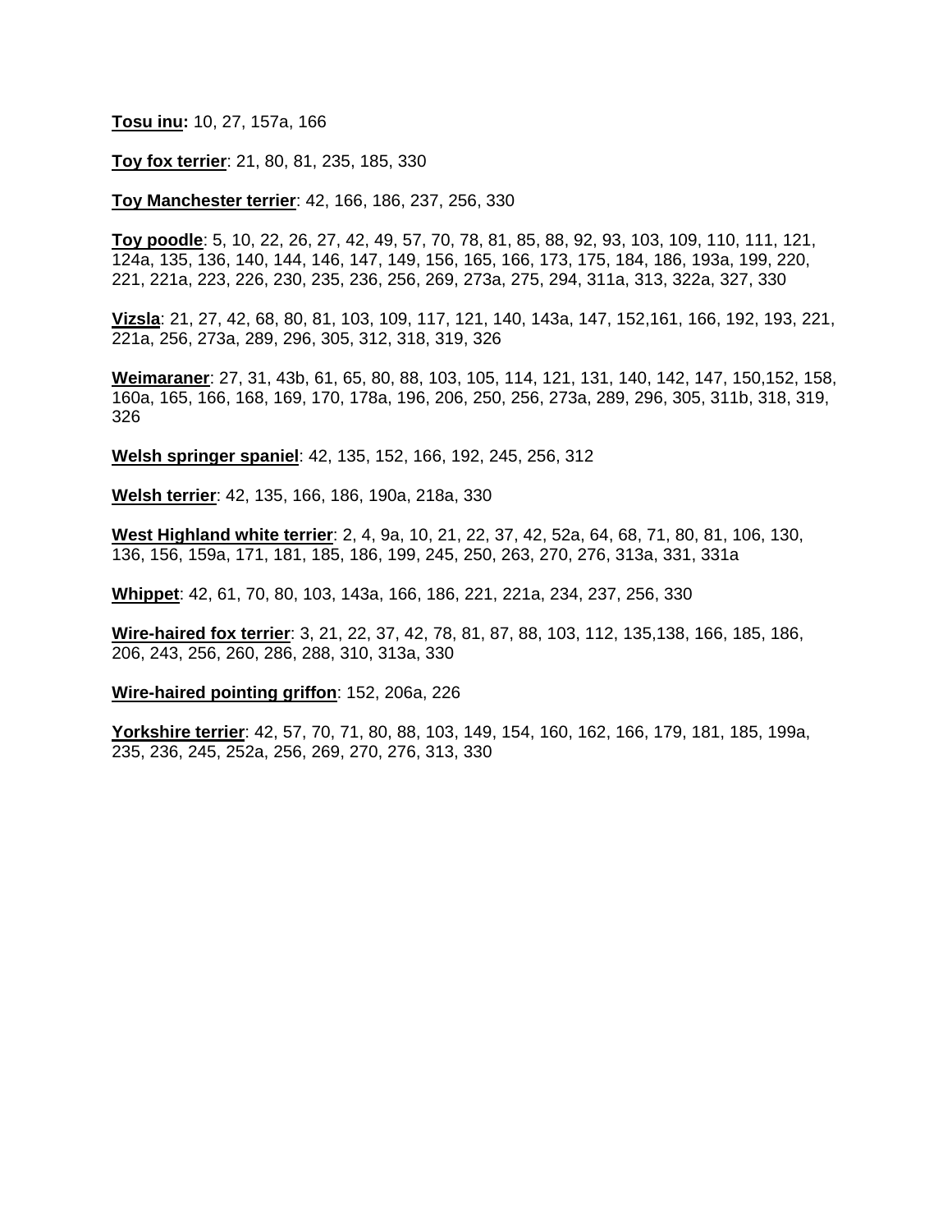**Tosu inu:** 10, 27, 157a, 166

**Toy fox terrier**: 21, 80, 81, 235, 185, 330

**Toy Manchester terrier**: 42, 166, 186, 237, 256, 330

**Toy poodle**: 5, 10, 22, 26, 27, 42, 49, 57, 70, 78, 81, 85, 88, 92, 93, 103, 109, 110, 111, 121, 124a, 135, 136, 140, 144, 146, 147, 149, 156, 165, 166, 173, 175, 184, 186, 193a, 199, 220, 221, 221a, 223, 226, 230, 235, 236, 256, 269, 273a, 275, 294, 311a, 313, 322a, 327, 330

**Vizsla**: 21, 27, 42, 68, 80, 81, 103, 109, 117, 121, 140, 143a, 147, 152,161, 166, 192, 193, 221, 221a, 256, 273a, 289, 296, 305, 312, 318, 319, 326

**Weimaraner**: 27, 31, 43b, 61, 65, 80, 88, 103, 105, 114, 121, 131, 140, 142, 147, 150,152, 158, 160a, 165, 166, 168, 169, 170, 178a, 196, 206, 250, 256, 273a, 289, 296, 305, 311b, 318, 319, 326

**Welsh springer spaniel**: 42, 135, 152, 166, 192, 245, 256, 312

**Welsh terrier**: 42, 135, 166, 186, 190a, 218a, 330

**West Highland white terrier**: 2, 4, 9a, 10, 21, 22, 37, 42, 52a, 64, 68, 71, 80, 81, 106, 130, 136, 156, 159a, 171, 181, 185, 186, 199, 245, 250, 263, 270, 276, 313a, 331, 331a

**Whippet**: 42, 61, 70, 80, 103, 143a, 166, 186, 221, 221a, 234, 237, 256, 330

**Wire-haired fox terrier**: 3, 21, 22, 37, 42, 78, 81, 87, 88, 103, 112, 135,138, 166, 185, 186, 206, 243, 256, 260, 286, 288, 310, 313a, 330

**Wire-haired pointing griffon**: 152, 206a, 226

**Yorkshire terrier**: 42, 57, 70, 71, 80, 88, 103, 149, 154, 160, 162, 166, 179, 181, 185, 199a, 235, 236, 245, 252a, 256, 269, 270, 276, 313, 330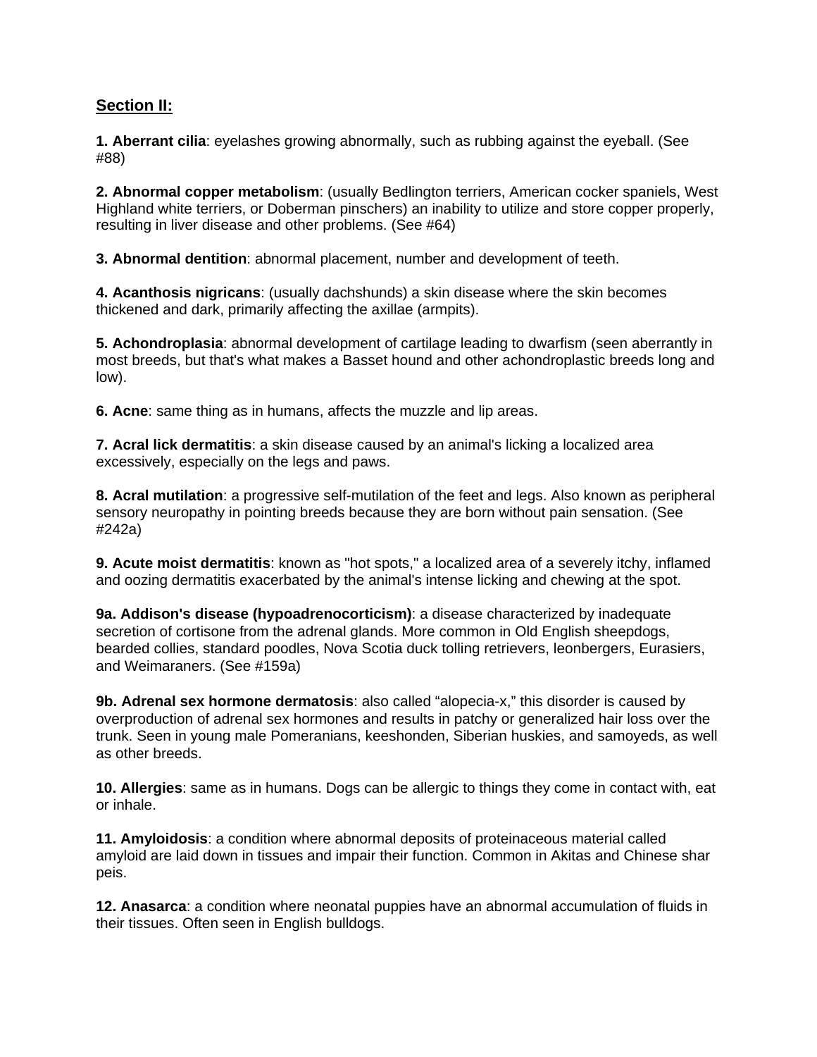## Section II:

**1. Aberrant cilia**: eyelashes growing abnormally, such as rubbing against the eyeball. (See #88)

**2. Abnormal copper metabolism**: (usually Bedlington terriers, American cocker spaniels, West Highland white terriers, or Doberman pinschers) an inability to utilize and store copper properly, resulting in liver disease and other problems. (See #64)

**3. Abnormal dentition**: abnormal placement, number and development of teeth.

**4. Acanthosis nigricans**: (usually dachshunds) a skin disease where the skin becomes thickened and dark, primarily affecting the axillae (armpits).

**5. Achondroplasia**: abnormal development of cartilage leading to dwarfism (seen aberrantly in most breeds, but that's what makes a Basset hound and other achondroplastic breeds long and low).

**6. Acne**: same thing as in humans, affects the muzzle and lip areas.

**7. Acral lick dermatitis**: a skin disease caused by an animal's licking a localized area excessively, especially on the legs and paws.

**8. Acral mutilation**: a progressive self-mutilation of the feet and legs. Also known as peripheral sensory neuropathy in pointing breeds because they are born without pain sensation. (See #242a)

**9. Acute moist dermatitis**: known as "hot spots," a localized area of a severely itchy, inflamed and oozing dermatitis exacerbated by the animal's intense licking and chewing at the spot.

**9a. Addison's disease (hypoadrenocorticism)**: a disease characterized by inadequate secretion of cortisone from the adrenal glands. More common in Old English sheepdogs, bearded collies, standard poodles, Nova Scotia duck tolling retrievers, leonbergers, Eurasiers, and Weimaraners. (See #159a)

**9b. Adrenal sex hormone dermatosis**: also called "alopecia-x," this disorder is caused by overproduction of adrenal sex hormones and results in patchy or generalized hair loss over the trunk. Seen in young male Pomeranians, keeshonden, Siberian huskies, and samoyeds, as well as other breeds.

**10. Allergies**: same as in humans. Dogs can be allergic to things they come in contact with, eat or inhale.

**11. Amyloidosis**: a condition where abnormal deposits of proteinaceous material called amyloid are laid down in tissues and impair their function. Common in Akitas and Chinese shar peis.

**12. Anasarca**: a condition where neonatal puppies have an abnormal accumulation of fluids in their tissues. Often seen in English bulldogs.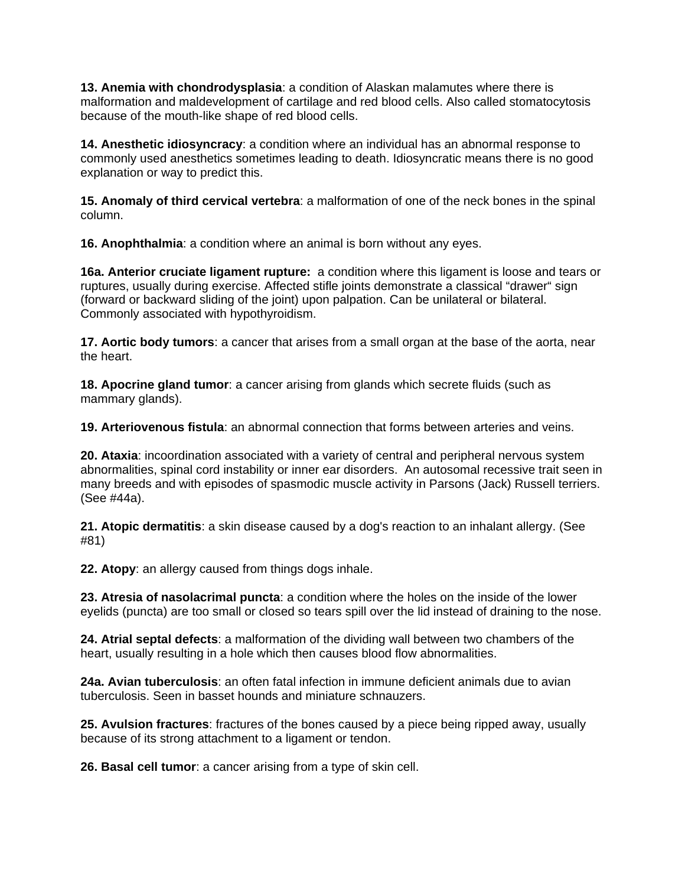**13. Anemia with chondrodysplasia**: a condition of Alaskan malamutes where there is malformation and maldevelopment of cartilage and red blood cells. Also called stomatocytosis because of the mouth-like shape of red blood cells.

**14. Anesthetic idiosyncracy**: a condition where an individual has an abnormal response to commonly used anesthetics sometimes leading to death. Idiosyncratic means there is no good explanation or way to predict this.

**15. Anomaly of third cervical vertebra**: a malformation of one of the neck bones in the spinal column.

**16. Anophthalmia**: a condition where an animal is born without any eyes.

**16a. Anterior cruciate ligament rupture:** a condition where this ligament is loose and tears or ruptures, usually during exercise. Affected stifle joints demonstrate a classical "drawer" sign (forward or backward sliding of the joint) upon palpation. Can be unilateral or bilateral. Commonly associated with hypothyroidism.

**17. Aortic body tumors**: a cancer that arises from a small organ at the base of the aorta, near the heart.

**18. Apocrine gland tumor**: a cancer arising from glands which secrete fluids (such as mammary glands).

**19. Arteriovenous fistula**: an abnormal connection that forms between arteries and veins.

**20. Ataxia**: incoordination associated with a variety of central and peripheral nervous system abnormalities, spinal cord instability or inner ear disorders. An autosomal recessive trait seen in many breeds and with episodes of spasmodic muscle activity in Parsons (Jack) Russell terriers. (See #44a).

**21. Atopic dermatitis**: a skin disease caused by a dog's reaction to an inhalant allergy. (See #81)

**22. Atopy**: an allergy caused from things dogs inhale.

**23. Atresia of nasolacrimal puncta**: a condition where the holes on the inside of the lower eyelids (puncta) are too small or closed so tears spill over the lid instead of draining to the nose.

**24. Atrial septal defects**: a malformation of the dividing wall between two chambers of the heart, usually resulting in a hole which then causes blood flow abnormalities.

**24a. Avian tuberculosis**: an often fatal infection in immune deficient animals due to avian tuberculosis. Seen in basset hounds and miniature schnauzers.

**25. Avulsion fractures**: fractures of the bones caused by a piece being ripped away, usually because of its strong attachment to a ligament or tendon.

**26. Basal cell tumor**: a cancer arising from a type of skin cell.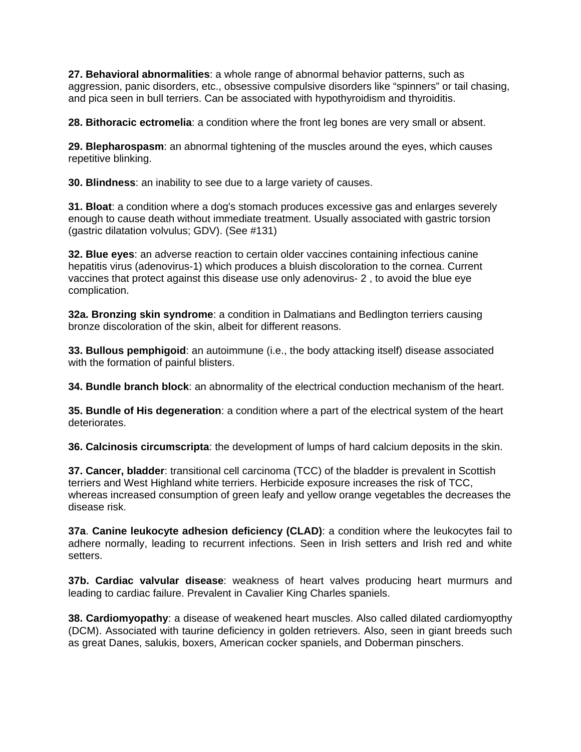**27. Behavioral abnormalities**: a whole range of abnormal behavior patterns, such as aggression, panic disorders, etc., obsessive compulsive disorders like “spinners” or tail chasing, and pica seen in bull terriers. Can be associated with hypothyroidism and thyroiditis.

**28. Bithoracic ectromelia**: a condition where the front leg bones are very small or absent.

**29. Blepharospasm**: an abnormal tightening of the muscles around the eyes, which causes repetitive blinking.

**30. Blindness**: an inability to see due to a large variety of causes.

**31. Bloat**: a condition where a dog's stomach produces excessive gas and enlarges severely enough to cause death without immediate treatment. Usually associated with gastric torsion (gastric dilatation volvulus; GDV). (See #131)

**32. Blue eyes**: an adverse reaction to certain older vaccines containing infectious canine hepatitis virus (adenovirus-1) which produces a bluish discoloration to the cornea. Current vaccines that protect against this disease use only adenovirus- 2 , to avoid the blue eye complication.

**32a. Bronzing skin syndrome**: a condition in Dalmatians and Bedlington terriers causing bronze discoloration of the skin, albeit for different reasons.

**33. Bullous pemphigoid**: an autoimmune (i.e., the body attacking itself) disease associated with the formation of painful blisters.

**34. Bundle branch block**: an abnormality of the electrical conduction mechanism of the heart.

**35. Bundle of His degeneration**: a condition where a part of the electrical system of the heart deteriorates.

**36. Calcinosis circumscripta**: the development of lumps of hard calcium deposits in the skin.

**37. Cancer, bladder**: transitional cell carcinoma (TCC) of the bladder is prevalent in Scottish terriers and West Highland white terriers. Herbicide exposure increases the risk of TCC, whereas increased consumption of green leafy and yellow orange vegetables the decreases the disease risk.

**37a**. **Canine leukocyte adhesion deficiency (CLAD)**: a condition where the leukocytes fail to adhere normally, leading to recurrent infections. Seen in Irish setters and Irish red and white setters.

**37b. Cardiac valvular disease**: weakness of heart valves producing heart murmurs and leading to cardiac failure. Prevalent in Cavalier King Charles spaniels.

**38. Cardiomyopathy**: a disease of weakened heart muscles. Also called dilated cardiomyopthy (DCM). Associated with taurine deficiency in golden retrievers. Also, seen in giant breeds such as great Danes, salukis, boxers, American cocker spaniels, and Doberman pinschers.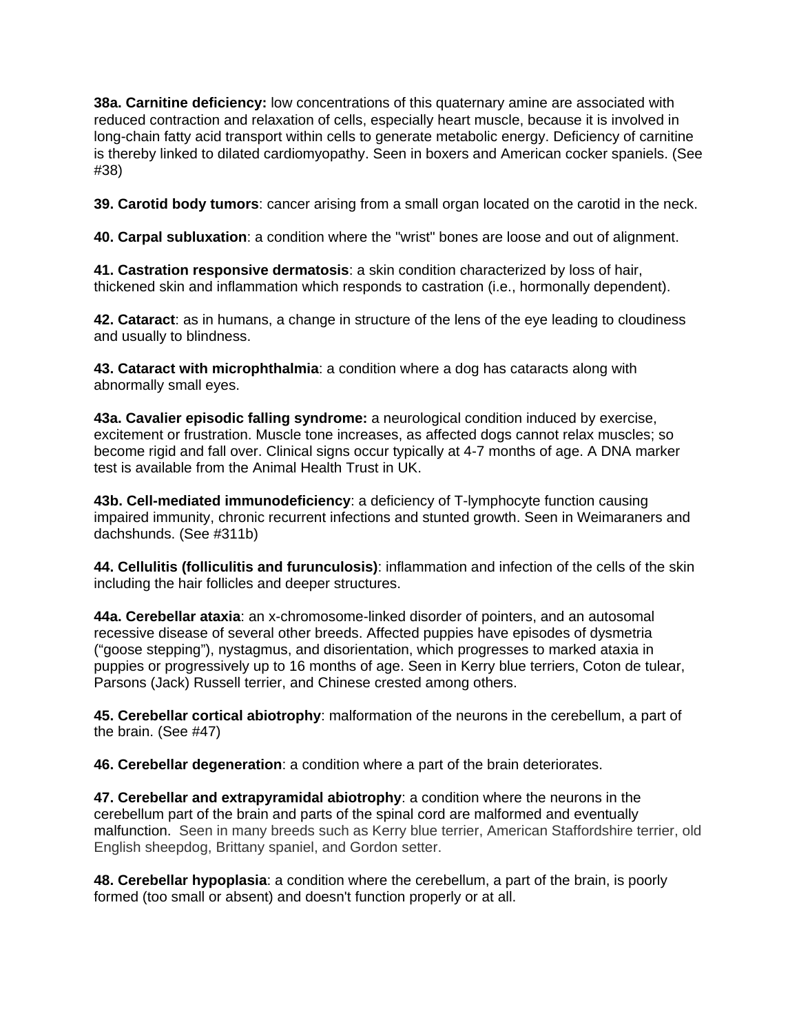**38a. Carnitine deficiency:** low concentrations of this quaternary amine are associated with reduced contraction and relaxation of cells, especially heart muscle, because it is involved in long-chain fatty acid transport within cells to generate metabolic energy. Deficiency of carnitine is thereby linked to dilated cardiomyopathy. Seen in boxers and American cocker spaniels. (See #38)

**39. Carotid body tumors**: cancer arising from a small organ located on the carotid in the neck.

**40. Carpal subluxation**: a condition where the "wrist" bones are loose and out of alignment.

**41. Castration responsive dermatosis**: a skin condition characterized by loss of hair, thickened skin and inflammation which responds to castration (i.e., hormonally dependent).

**42. Cataract**: as in humans, a change in structure of the lens of the eye leading to cloudiness and usually to blindness.

**43. Cataract with microphthalmia**: a condition where a dog has cataracts along with abnormally small eyes.

**43a. Cavalier episodic falling syndrome:** a neurological condition induced by exercise, excitement or frustration. Muscle tone increases, as affected dogs cannot relax muscles; so become rigid and fall over. Clinical signs occur typically at 4-7 months of age. A DNA marker test is available from the Animal Health Trust in UK.

**43b. Cell-mediated immunodeficiency**: a deficiency of T-lymphocyte function causing impaired immunity, chronic recurrent infections and stunted growth. Seen in Weimaraners and dachshunds. (See #311b)

**44. Cellulitis (folliculitis and furunculosis)**: inflammation and infection of the cells of the skin including the hair follicles and deeper structures.

**44a. Cerebellar ataxia**: an x-chromosome-linked disorder of pointers, and an autosomal recessive disease of several other breeds. Affected puppies have episodes of dysmetria ("goose stepping"), nystagmus, and disorientation, which progresses to marked ataxia in puppies or progressively up to 16 months of age. Seen in Kerry blue terriers, Coton de tulear, Parsons (Jack) Russell terrier, and Chinese crested among others.

**45. Cerebellar cortical abiotrophy**: malformation of the neurons in the cerebellum, a part of the brain. (See #47)

**46. Cerebellar degeneration**: a condition where a part of the brain deteriorates.

**47. Cerebellar and extrapyramidal abiotrophy**: a condition where the neurons in the cerebellum part of the brain and parts of the spinal cord are malformed and eventually malfunction. Seen in many breeds such as Kerry blue terrier, American Staffordshire terrier, old English sheepdog, Brittany spaniel, and Gordon setter.

**48. Cerebellar hypoplasia**: a condition where the cerebellum, a part of the brain, is poorly formed (too small or absent) and doesn't function properly or at all.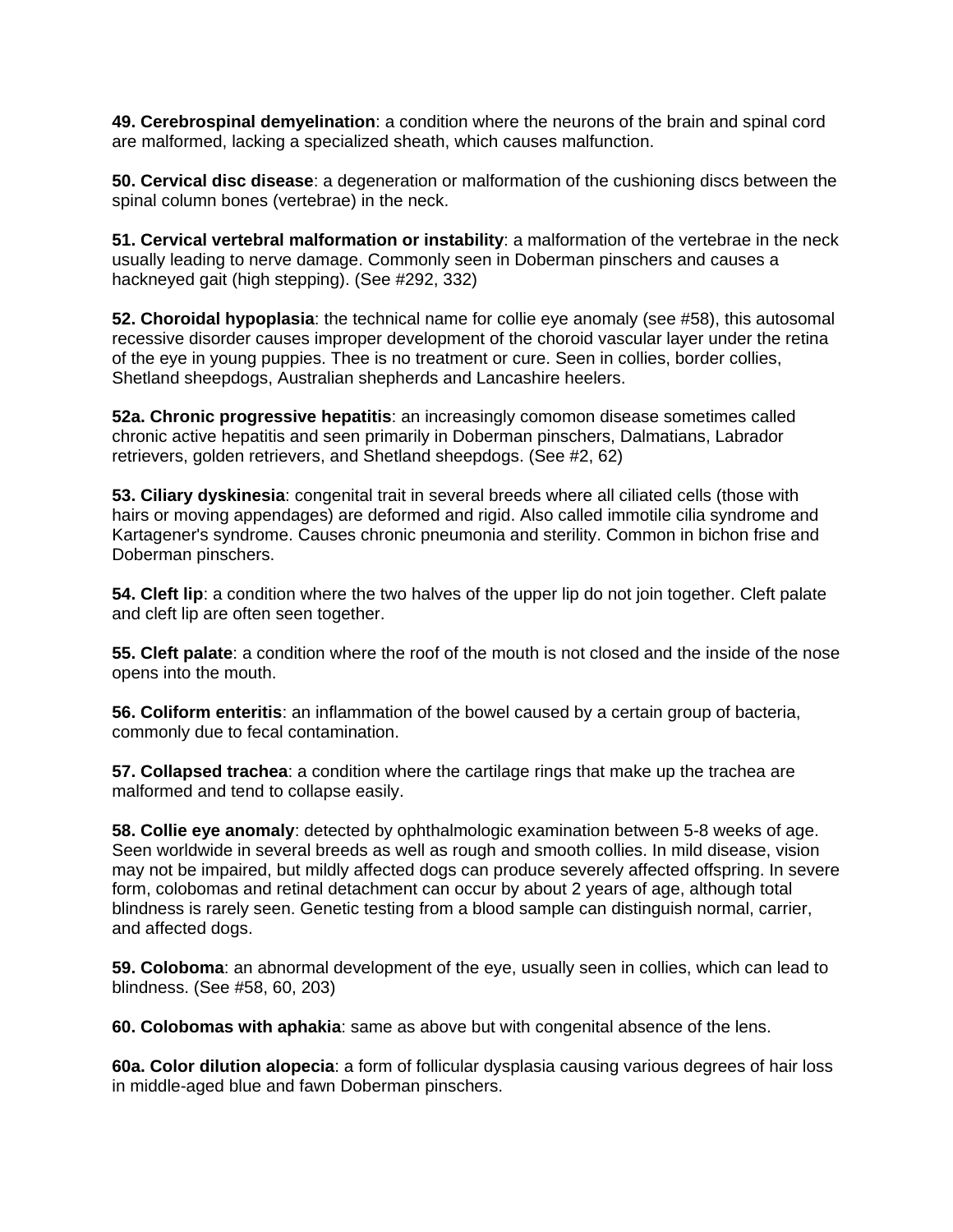**49. Cerebrospinal demyelination**: a condition where the neurons of the brain and spinal cord are malformed, lacking a specialized sheath, which causes malfunction.

**50. Cervical disc disease**: a degeneration or malformation of the cushioning discs between the spinal column bones (vertebrae) in the neck.

**51. Cervical vertebral malformation or instability**: a malformation of the vertebrae in the neck usually leading to nerve damage. Commonly seen in Doberman pinschers and causes a hackneyed gait (high stepping). (See #292, 332)

**52. Choroidal hypoplasia**: the technical name for collie eye anomaly (see #58), this autosomal recessive disorder causes improper development of the choroid vascular layer under the retina of the eye in young puppies. Thee is no treatment or cure. Seen in collies, border collies, Shetland sheepdogs, Australian shepherds and Lancashire heelers.

**52a. Chronic progressive hepatitis**: an increasingly comomon disease sometimes called chronic active hepatitis and seen primarily in Doberman pinschers, Dalmatians, Labrador retrievers, golden retrievers, and Shetland sheepdogs. (See #2, 62)

**53. Ciliary dyskinesia**: congenital trait in several breeds where all ciliated cells (those with hairs or moving appendages) are deformed and rigid. Also called immotile cilia syndrome and Kartagener's syndrome. Causes chronic pneumonia and sterility. Common in bichon frise and Doberman pinschers.

**54. Cleft lip**: a condition where the two halves of the upper lip do not join together. Cleft palate and cleft lip are often seen together.

**55. Cleft palate**: a condition where the roof of the mouth is not closed and the inside of the nose opens into the mouth.

**56. Coliform enteritis**: an inflammation of the bowel caused by a certain group of bacteria, commonly due to fecal contamination.

**57. Collapsed trachea**: a condition where the cartilage rings that make up the trachea are malformed and tend to collapse easily.

**58. Collie eye anomaly**: detected by ophthalmologic examination between 5-8 weeks of age. Seen worldwide in several breeds as well as rough and smooth collies. In mild disease, vision may not be impaired, but mildly affected dogs can produce severely affected offspring. In severe form, colobomas and retinal detachment can occur by about 2 years of age, although total blindness is rarely seen. Genetic testing from a blood sample can distinguish normal, carrier, and affected dogs.

**59. Coloboma**: an abnormal development of the eye, usually seen in collies, which can lead to blindness. (See #58, 60, 203)

**60. Colobomas with aphakia**: same as above but with congenital absence of the lens.

**60a. Color dilution alopecia**: a form of follicular dysplasia causing various degrees of hair loss in middle-aged blue and fawn Doberman pinschers.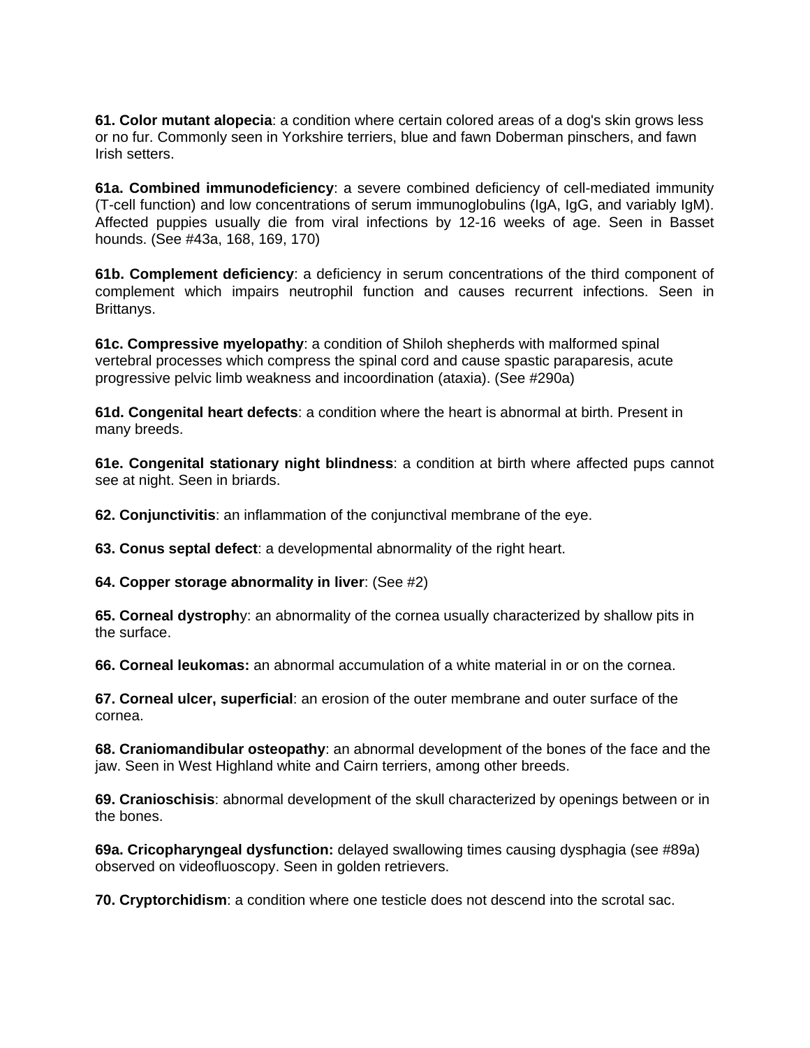**61. Color mutant alopecia**: a condition where certain colored areas of a dog's skin grows less or no fur. Commonly seen in Yorkshire terriers, blue and fawn Doberman pinschers, and fawn Irish setters.

**61a. Combined immunodeficiency**: a severe combined deficiency of cell-mediated immunity (T-cell function) and low concentrations of serum immunoglobulins (IgA, IgG, and variably IgM). Affected puppies usually die from viral infections by 12-16 weeks of age. Seen in Basset hounds. (See #43a, 168, 169, 170)

**61b. Complement deficiency**: a deficiency in serum concentrations of the third component of complement which impairs neutrophil function and causes recurrent infections. Seen in Brittanys.

**61c. Compressive myelopathy**: a condition of Shiloh shepherds with malformed spinal vertebral processes which compress the spinal cord and cause spastic paraparesis, acute progressive pelvic limb weakness and incoordination (ataxia). (See #290a)

**61d. Congenital heart defects**: a condition where the heart is abnormal at birth. Present in many breeds.

**61e. Congenital stationary night blindness**: a condition at birth where affected pups cannot see at night. Seen in briards.

**62. Conjunctivitis**: an inflammation of the conjunctival membrane of the eye.

**63. Conus septal defect**: a developmental abnormality of the right heart.

**64. Copper storage abnormality in liver**: (See #2)

**65. Corneal dystroph**y: an abnormality of the cornea usually characterized by shallow pits in the surface.

**66. Corneal leukomas:** an abnormal accumulation of a white material in or on the cornea.

**67. Corneal ulcer, superficial**: an erosion of the outer membrane and outer surface of the cornea.

**68. Craniomandibular osteopathy**: an abnormal development of the bones of the face and the jaw. Seen in West Highland white and Cairn terriers, among other breeds.

**69. Cranioschisis**: abnormal development of the skull characterized by openings between or in the bones.

**69a. Cricopharyngeal dysfunction:** delayed swallowing times causing dysphagia (see #89a) observed on videofluoscopy. Seen in golden retrievers.

**70. Cryptorchidism**: a condition where one testicle does not descend into the scrotal sac.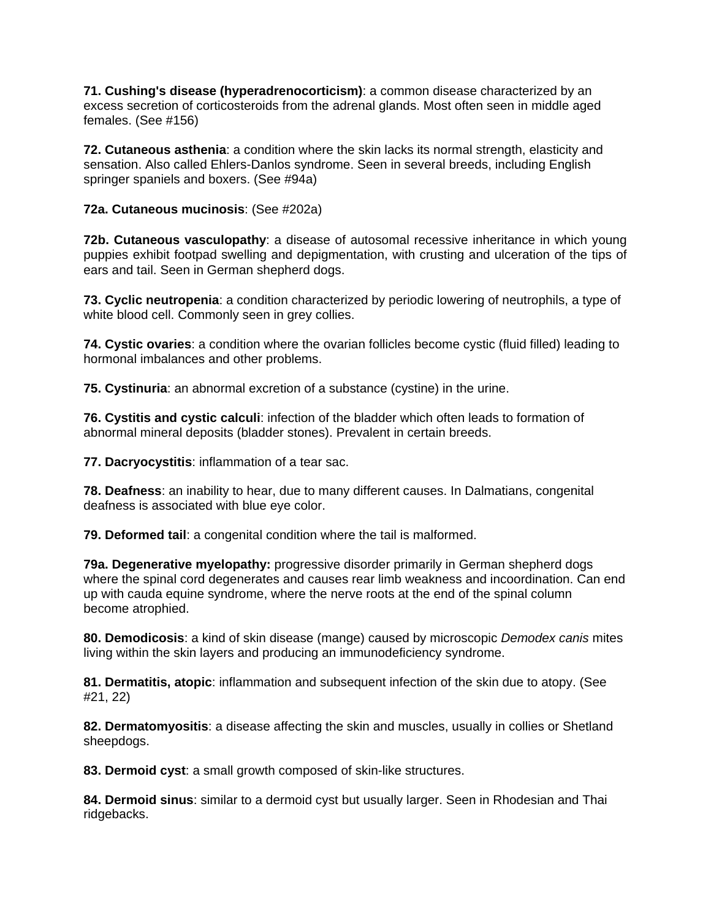**71. Cushing's disease (hyperadrenocorticism)**: a common disease characterized by an excess secretion of corticosteroids from the adrenal glands. Most often seen in middle aged females. (See #156)

**72. Cutaneous asthenia**: a condition where the skin lacks its normal strength, elasticity and sensation. Also called Ehlers-Danlos syndrome. Seen in several breeds, including English springer spaniels and boxers. (See #94a)

**72a. Cutaneous mucinosis**: (See #202a)

**72b. Cutaneous vasculopathy**: a disease of autosomal recessive inheritance in which young puppies exhibit footpad swelling and depigmentation, with crusting and ulceration of the tips of ears and tail. Seen in German shepherd dogs.

**73. Cyclic neutropenia**: a condition characterized by periodic lowering of neutrophils, a type of white blood cell. Commonly seen in grey collies.

**74. Cystic ovaries**: a condition where the ovarian follicles become cystic (fluid filled) leading to hormonal imbalances and other problems.

**75. Cystinuria**: an abnormal excretion of a substance (cystine) in the urine.

**76. Cystitis and cystic calculi**: infection of the bladder which often leads to formation of abnormal mineral deposits (bladder stones). Prevalent in certain breeds.

**77. Dacryocystitis**: inflammation of a tear sac.

**78. Deafness**: an inability to hear, due to many different causes. In Dalmatians, congenital deafness is associated with blue eye color.

**79. Deformed tail**: a congenital condition where the tail is malformed.

**79a. Degenerative myelopathy:** progressive disorder primarily in German shepherd dogs where the spinal cord degenerates and causes rear limb weakness and incoordination. Can end up with cauda equine syndrome, where the nerve roots at the end of the spinal column become atrophied.

**80. Demodicosis**: a kind of skin disease (mange) caused by microscopic *Demodex canis* mites living within the skin layers and producing an immunodeficiency syndrome.

**81. Dermatitis, atopic**: inflammation and subsequent infection of the skin due to atopy. (See #21, 22)

**82. Dermatomyositis**: a disease affecting the skin and muscles, usually in collies or Shetland sheepdogs.

**83. Dermoid cyst**: a small growth composed of skin-like structures.

**84. Dermoid sinus**: similar to a dermoid cyst but usually larger. Seen in Rhodesian and Thai ridgebacks.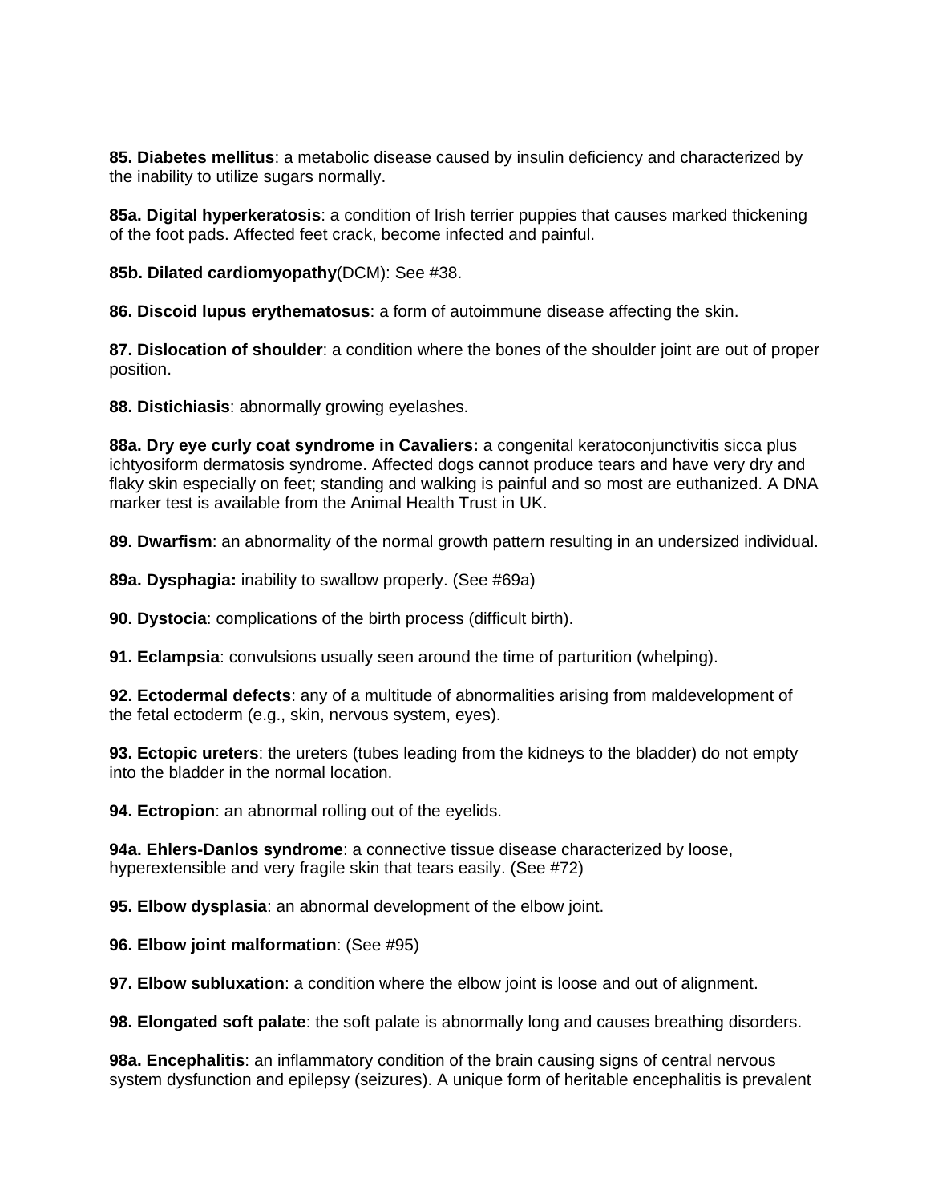**85. Diabetes mellitus**: a metabolic disease caused by insulin deficiency and characterized by the inability to utilize sugars normally.

**85a. Digital hyperkeratosis**: a condition of Irish terrier puppies that causes marked thickening of the foot pads. Affected feet crack, become infected and painful.

**85b. Dilated cardiomyopathy**(DCM): See #38.

**86. Discoid lupus erythematosus**: a form of autoimmune disease affecting the skin.

**87. Dislocation of shoulder**: a condition where the bones of the shoulder joint are out of proper position.

**88. Distichiasis**: abnormally growing eyelashes.

**88a. Dry eye curly coat syndrome in Cavaliers:** a congenital keratoconjunctivitis sicca plus ichtyosiform dermatosis syndrome. Affected dogs cannot produce tears and have very dry and flaky skin especially on feet; standing and walking is painful and so most are euthanized. A DNA marker test is available from the Animal Health Trust in UK.

**89. Dwarfism**: an abnormality of the normal growth pattern resulting in an undersized individual.

**89a. Dysphagia:** inability to swallow properly. (See #69a)

**90. Dystocia**: complications of the birth process (difficult birth).

**91. Eclampsia**: convulsions usually seen around the time of parturition (whelping).

**92. Ectodermal defects**: any of a multitude of abnormalities arising from maldevelopment of the fetal ectoderm (e.g., skin, nervous system, eyes).

**93. Ectopic ureters**: the ureters (tubes leading from the kidneys to the bladder) do not empty into the bladder in the normal location.

**94. Ectropion**: an abnormal rolling out of the eyelids.

**94a. Ehlers-Danlos syndrome**: a connective tissue disease characterized by loose, hyperextensible and very fragile skin that tears easily. (See #72)

**95. Elbow dysplasia**: an abnormal development of the elbow joint.

**96. Elbow joint malformation**: (See #95)

**97. Elbow subluxation**: a condition where the elbow joint is loose and out of alignment.

**98. Elongated soft palate**: the soft palate is abnormally long and causes breathing disorders.

**98a. Encephalitis**: an inflammatory condition of the brain causing signs of central nervous system dysfunction and epilepsy (seizures). A unique form of heritable encephalitis is prevalent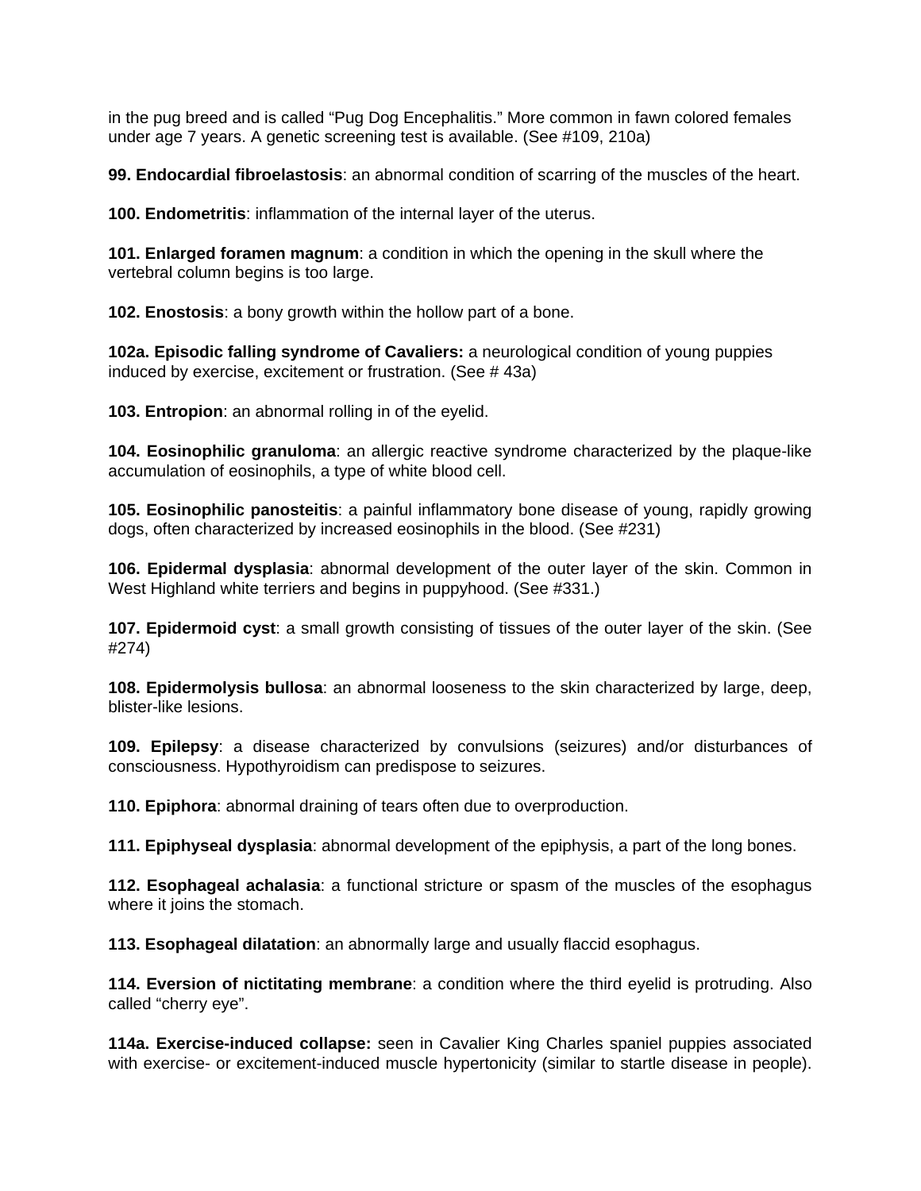in the pug breed and is called “Pug Dog Encephalitis.” More common in fawn colored females under age 7 years. A genetic screening test is available. (See #109, 210a)

**99. Endocardial fibroelastosis**: an abnormal condition of scarring of the muscles of the heart.

**100. Endometritis**: inflammation of the internal layer of the uterus.

**101. Enlarged foramen magnum**: a condition in which the opening in the skull where the vertebral column begins is too large.

**102. Enostosis**: a bony growth within the hollow part of a bone.

**102a. Episodic falling syndrome of Cavaliers:** a neurological condition of young puppies induced by exercise, excitement or frustration. (See # 43a)

**103. Entropion**: an abnormal rolling in of the eyelid.

**104. Eosinophilic granuloma**: an allergic reactive syndrome characterized by the plaque-like accumulation of eosinophils, a type of white blood cell.

**105. Eosinophilic panosteitis**: a painful inflammatory bone disease of young, rapidly growing dogs, often characterized by increased eosinophils in the blood. (See #231)

**106. Epidermal dysplasia**: abnormal development of the outer layer of the skin. Common in West Highland white terriers and begins in puppyhood. (See #331.)

**107. Epidermoid cyst**: a small growth consisting of tissues of the outer layer of the skin. (See #274)

**108. Epidermolysis bullosa**: an abnormal looseness to the skin characterized by large, deep, blister-like lesions.

**109. Epilepsy**: a disease characterized by convulsions (seizures) and/or disturbances of consciousness. Hypothyroidism can predispose to seizures.

**110. Epiphora**: abnormal draining of tears often due to overproduction.

**111. Epiphyseal dysplasia**: abnormal development of the epiphysis, a part of the long bones.

**112. Esophageal achalasia**: a functional stricture or spasm of the muscles of the esophagus where it joins the stomach.

**113. Esophageal dilatation**: an abnormally large and usually flaccid esophagus.

**114. Eversion of nictitating membrane**: a condition where the third eyelid is protruding. Also called “cherry eye”.

**114a. Exercise-induced collapse:** seen in Cavalier King Charles spaniel puppies associated with exercise- or excitement-induced muscle hypertonicity (similar to startle disease in people).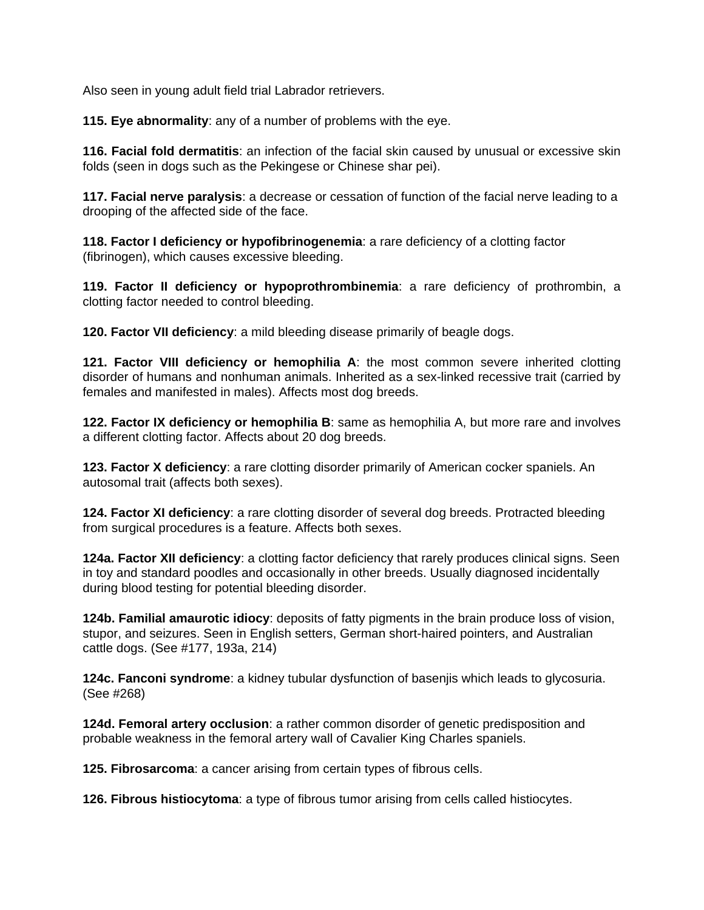Also seen in young adult field trial Labrador retrievers.

**115. Eye abnormality**: any of a number of problems with the eye.

**116. Facial fold dermatitis**: an infection of the facial skin caused by unusual or excessive skin folds (seen in dogs such as the Pekingese or Chinese shar pei).

**117. Facial nerve paralysis**: a decrease or cessation of function of the facial nerve leading to a drooping of the affected side of the face.

**118. Factor I deficiency or hypofibrinogenemia**: a rare deficiency of a clotting factor (fibrinogen), which causes excessive bleeding.

**119. Factor II deficiency or hypoprothrombinemia**: a rare deficiency of prothrombin, a clotting factor needed to control bleeding.

**120. Factor VII deficiency**: a mild bleeding disease primarily of beagle dogs.

**121. Factor VIII deficiency or hemophilia A**: the most common severe inherited clotting disorder of humans and nonhuman animals. Inherited as a sex-linked recessive trait (carried by females and manifested in males). Affects most dog breeds.

**122. Factor IX deficiency or hemophilia B**: same as hemophilia A, but more rare and involves a different clotting factor. Affects about 20 dog breeds.

**123. Factor X deficiency**: a rare clotting disorder primarily of American cocker spaniels. An autosomal trait (affects both sexes).

**124. Factor XI deficiency**: a rare clotting disorder of several dog breeds. Protracted bleeding from surgical procedures is a feature. Affects both sexes.

**124a. Factor XII deficiency**: a clotting factor deficiency that rarely produces clinical signs. Seen in toy and standard poodles and occasionally in other breeds. Usually diagnosed incidentally during blood testing for potential bleeding disorder.

**124b. Familial amaurotic idiocy**: deposits of fatty pigments in the brain produce loss of vision, stupor, and seizures. Seen in English setters, German short-haired pointers, and Australian cattle dogs. (See #177, 193a, 214)

**124c. Fanconi syndrome**: a kidney tubular dysfunction of basenjis which leads to glycosuria. (See #268)

**124d. Femoral artery occlusion**: a rather common disorder of genetic predisposition and probable weakness in the femoral artery wall of Cavalier King Charles spaniels.

**125. Fibrosarcoma**: a cancer arising from certain types of fibrous cells.

**126. Fibrous histiocytoma**: a type of fibrous tumor arising from cells called histiocytes.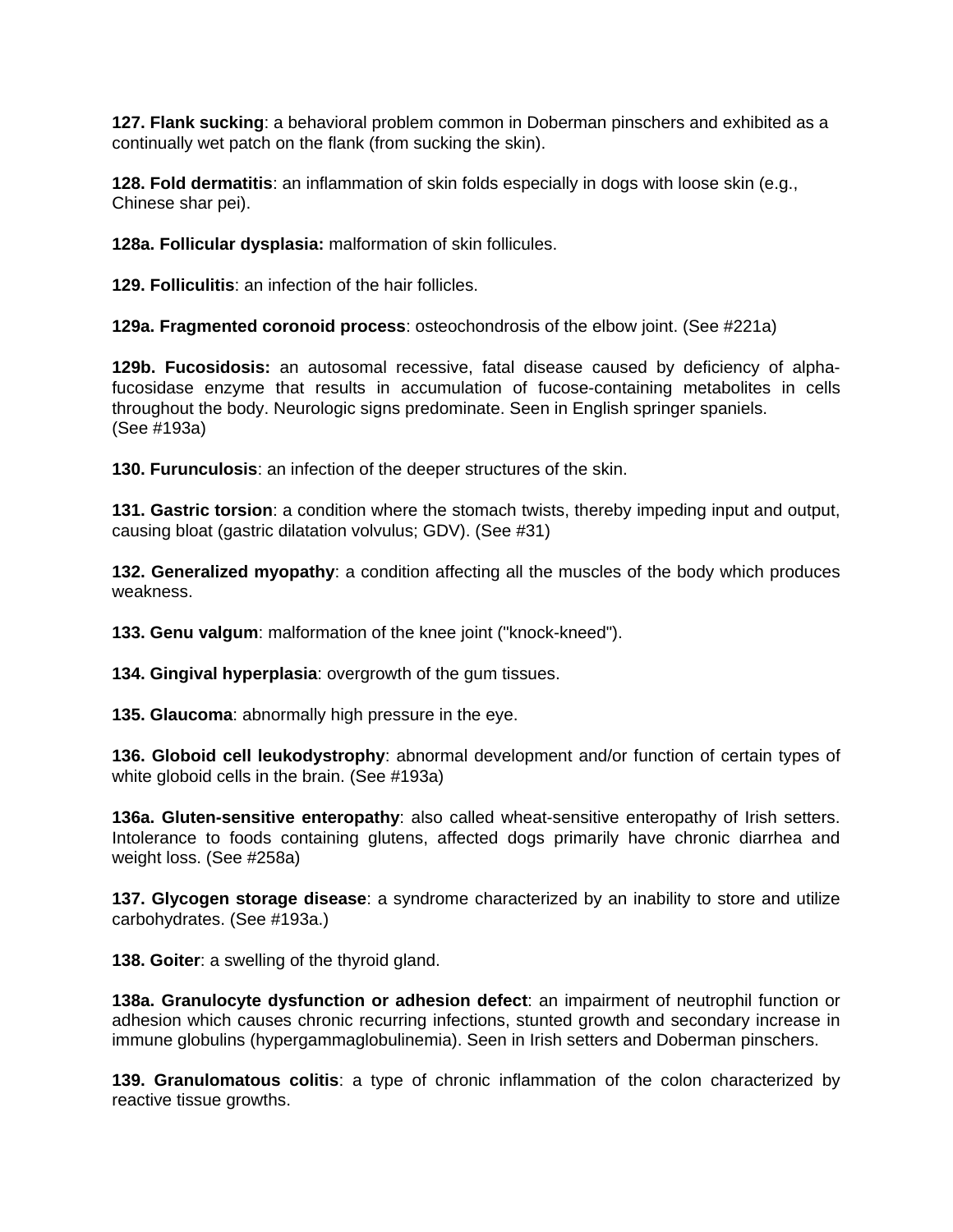**127. Flank sucking**: a behavioral problem common in Doberman pinschers and exhibited as a continually wet patch on the flank (from sucking the skin).

**128. Fold dermatitis**: an inflammation of skin folds especially in dogs with loose skin (e.g., Chinese shar pei).

**128a. Follicular dysplasia:** malformation of skin follicules.

**129. Folliculitis**: an infection of the hair follicles.

**129a. Fragmented coronoid process**: osteochondrosis of the elbow joint. (See #221a)

**129b. Fucosidosis:** an autosomal recessive, fatal disease caused by deficiency of alpha-fucosidase enzyme that results in accumulation of fucose-containing metabolites in cells throughout the body. Neurologic signs predominate. Seen in English springer spaniels. (See #193a)

**130. Furunculosis**: an infection of the deeper structures of the skin.

**131. Gastric torsion**: a condition where the stomach twists, thereby impeding input and output, causing bloat (gastric dilatation volvulus; GDV). (See #31)

**132. Generalized myopathy**: a condition affecting all the muscles of the body which produces weakness.

**133. Genu valgum**: malformation of the knee joint ("knock-kneed").

**134. Gingival hyperplasia**: overgrowth of the gum tissues.

**135. Glaucoma**: abnormally high pressure in the eye.

**136. Globoid cell leukodystrophy**: abnormal development and/or function of certain types of white globoid cells in the brain. (See #193a)

**136a. Gluten-sensitive enteropathy**: also called wheat-sensitive enteropathy of Irish setters. Intolerance to foods containing glutens, affected dogs primarily have chronic diarrhea and weight loss. (See #258a)

**137. Glycogen storage disease**: a syndrome characterized by an inability to store and utilize carbohydrates. (See #193a.)

**138. Goiter**: a swelling of the thyroid gland.

**138a. Granulocyte dysfunction or adhesion defect**: an impairment of neutrophil function or adhesion which causes chronic recurring infections, stunted growth and secondary increase in immune globulins (hypergammaglobulinemia). Seen in Irish setters and Doberman pinschers.

**139. Granulomatous colitis**: a type of chronic inflammation of the colon characterized by reactive tissue growths.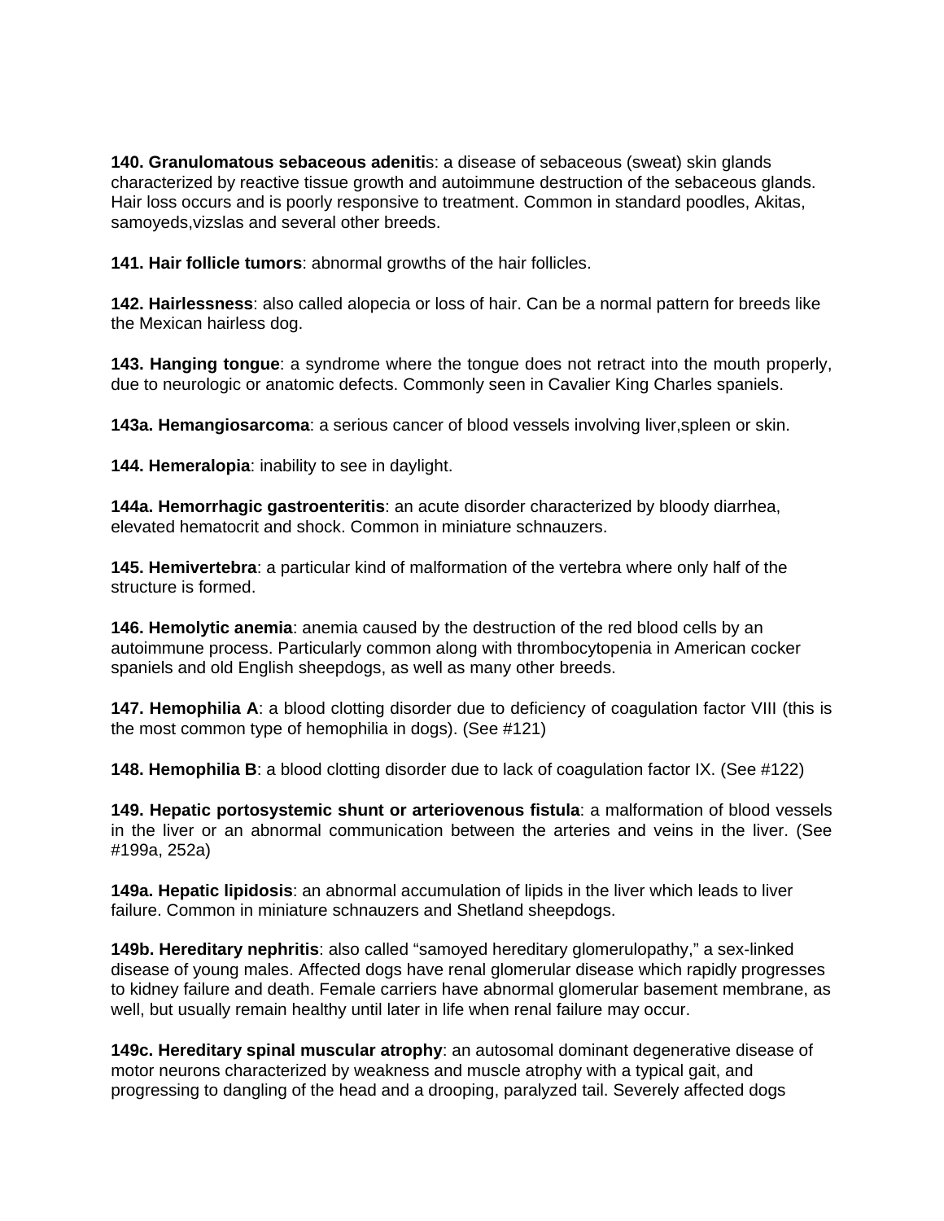**140. Granulomatous sebaceous adenitis**: a disease of sebaceous (sweat) skin glands characterized by reactive tissue growth and autoimmune destruction of the sebaceous glands. Hair loss occurs and is poorly responsive to treatment. Common in standard poodles, Akitas, samoyeds,vizslas and several other breeds.

**141. Hair follicle tumors**: abnormal growths of the hair follicles.

**142. Hairlessness**: also called alopecia or loss of hair. Can be a normal pattern for breeds like the Mexican hairless dog.

**143. Hanging tongue**: a syndrome where the tongue does not retract into the mouth properly, due to neurologic or anatomic defects. Commonly seen in Cavalier King Charles spaniels.

**143a. Hemangiosarcoma**: a serious cancer of blood vessels involving liver,spleen or skin.

**144. Hemeralopia**: inability to see in daylight.

**144a. Hemorrhagic gastroenteritis**: an acute disorder characterized by bloody diarrhea, elevated hematocrit and shock. Common in miniature schnauzers.

**145. Hemivertebra**: a particular kind of malformation of the vertebra where only half of the structure is formed.

**146. Hemolytic anemia**: anemia caused by the destruction of the red blood cells by an autoimmune process. Particularly common along with thrombocytopenia in American cocker spaniels and old English sheepdogs, as well as many other breeds.

**147. Hemophilia A**: a blood clotting disorder due to deficiency of coagulation factor VIII (this is the most common type of hemophilia in dogs). (See #121)

**148. Hemophilia B**: a blood clotting disorder due to lack of coagulation factor IX. (See #122)

**149. Hepatic portosystemic shunt or arteriovenous fistula**: a malformation of blood vessels in the liver or an abnormal communication between the arteries and veins in the liver. (See #199a, 252a)

**149a. Hepatic lipidosis**: an abnormal accumulation of lipids in the liver which leads to liver failure. Common in miniature schnauzers and Shetland sheepdogs.

**149b. Hereditary nephritis**: also called "samoyed hereditary glomerulopathy," a sex-linked disease of young males. Affected dogs have renal glomerular disease which rapidly progresses to kidney failure and death. Female carriers have abnormal glomerular basement membrane, as well, but usually remain healthy until later in life when renal failure may occur.

**149c. Hereditary spinal muscular atrophy**: an autosomal dominant degenerative disease of motor neurons characterized by weakness and muscle atrophy with a typical gait, and progressing to dangling of the head and a drooping, paralyzed tail. Severely affected dogs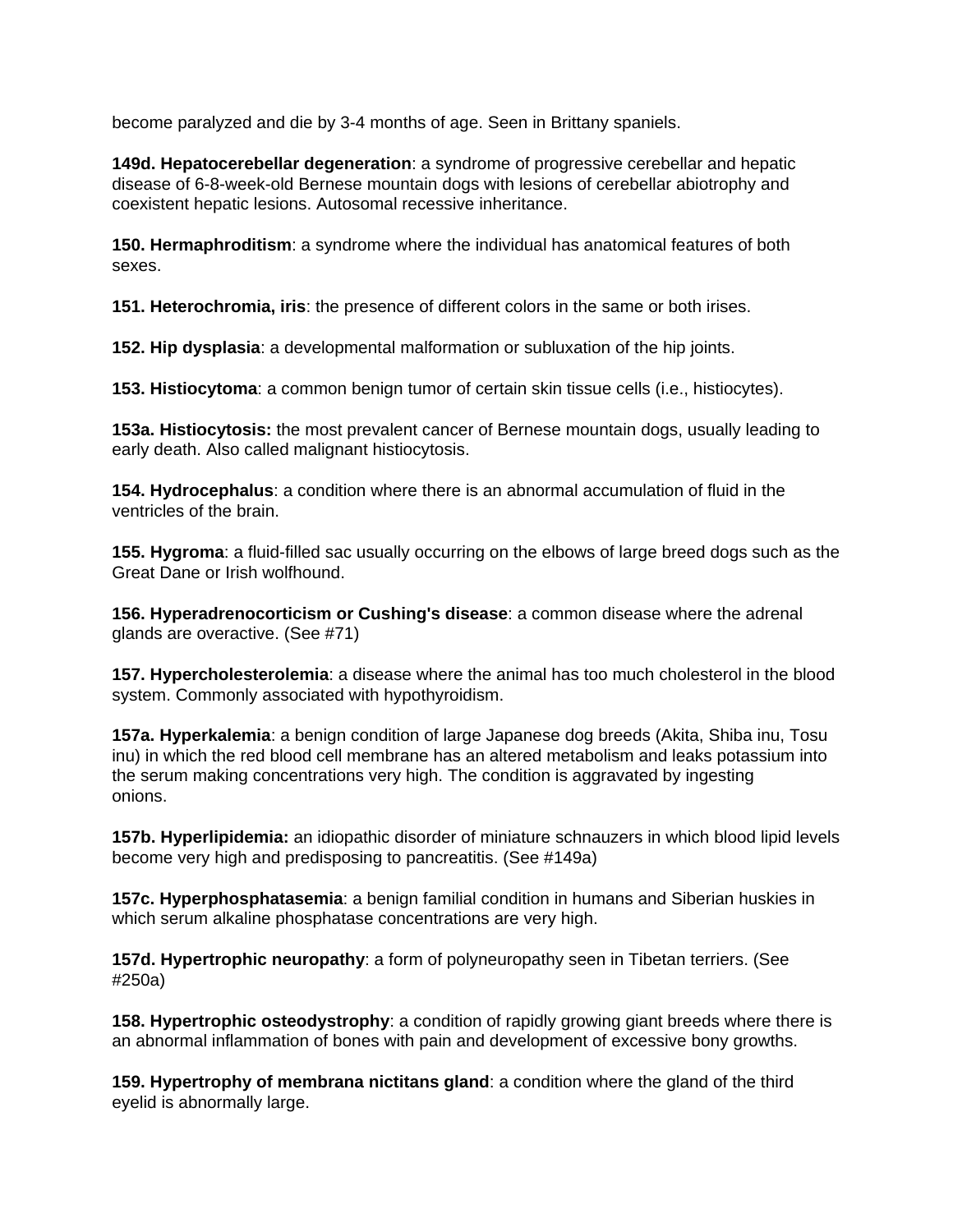become paralyzed and die by 3-4 months of age. Seen in Brittany spaniels.

**149d. Hepatocerebellar degeneration**: a syndrome of progressive cerebellar and hepatic disease of 6-8-week-old Bernese mountain dogs with lesions of cerebellar abiotrophy and coexistent hepatic lesions. Autosomal recessive inheritance.

**150. Hermaphroditism**: a syndrome where the individual has anatomical features of both sexes.

**151. Heterochromia, iris**: the presence of different colors in the same or both irises.

**152. Hip dysplasia**: a developmental malformation or subluxation of the hip joints.

**153. Histiocytoma**: a common benign tumor of certain skin tissue cells (i.e., histiocytes).

**153a. Histiocytosis:** the most prevalent cancer of Bernese mountain dogs, usually leading to early death. Also called malignant histiocytosis.

**154. Hydrocephalus**: a condition where there is an abnormal accumulation of fluid in the ventricles of the brain.

**155. Hygroma**: a fluid-filled sac usually occurring on the elbows of large breed dogs such as the Great Dane or Irish wolfhound.

**156. Hyperadrenocorticism or Cushing's disease**: a common disease where the adrenal glands are overactive. (See #71)

**157. Hypercholesterolemia**: a disease where the animal has too much cholesterol in the blood system. Commonly associated with hypothyroidism.

**157a. Hyperkalemia**: a benign condition of large Japanese dog breeds (Akita, Shiba inu, Tosu inu) in which the red blood cell membrane has an altered metabolism and leaks potassium into the serum making concentrations very high. The condition is aggravated by ingesting onions.

**157b. Hyperlipidemia:** an idiopathic disorder of miniature schnauzers in which blood lipid levels become very high and predisposing to pancreatitis. (See #149a)

**157c. Hyperphosphatasemia**: a benign familial condition in humans and Siberian huskies in which serum alkaline phosphatase concentrations are very high.

**157d. Hypertrophic neuropathy**: a form of polyneuropathy seen in Tibetan terriers. (See #250a)

**158. Hypertrophic osteodystrophy**: a condition of rapidly growing giant breeds where there is an abnormal inflammation of bones with pain and development of excessive bony growths.

**159. Hypertrophy of membrana nictitans gland**: a condition where the gland of the third eyelid is abnormally large.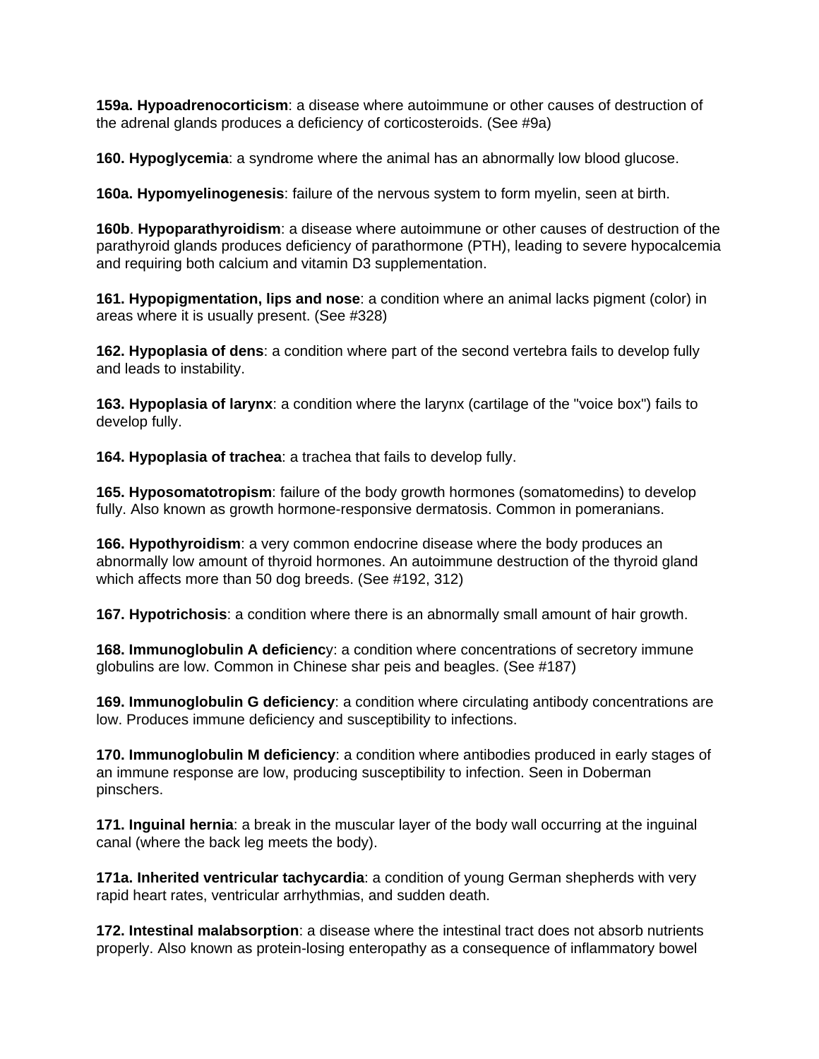**159a. Hypoadrenocorticism**: a disease where autoimmune or other causes of destruction of the adrenal glands produces a deficiency of corticosteroids. (See #9a)

**160. Hypoglycemia**: a syndrome where the animal has an abnormally low blood glucose.

**160a. Hypomyelinogenesis**: failure of the nervous system to form myelin, seen at birth.

**160b**. **Hypoparathyroidism**: a disease where autoimmune or other causes of destruction of the parathyroid glands produces deficiency of parathormone (PTH), leading to severe hypocalcemia and requiring both calcium and vitamin D3 supplementation.

**161. Hypopigmentation, lips and nose**: a condition where an animal lacks pigment (color) in areas where it is usually present. (See #328)

**162. Hypoplasia of dens**: a condition where part of the second vertebra fails to develop fully and leads to instability.

**163. Hypoplasia of larynx**: a condition where the larynx (cartilage of the "voice box") fails to develop fully.

**164. Hypoplasia of trachea**: a trachea that fails to develop fully.

**165. Hyposomatotropism**: failure of the body growth hormones (somatomedins) to develop fully. Also known as growth hormone-responsive dermatosis. Common in pomeranians.

**166. Hypothyroidism**: a very common endocrine disease where the body produces an abnormally low amount of thyroid hormones. An autoimmune destruction of the thyroid gland which affects more than 50 dog breeds. (See #192, 312)

**167. Hypotrichosis**: a condition where there is an abnormally small amount of hair growth.

**168. Immunoglobulin A deficienc**y: a condition where concentrations of secretory immune globulins are low. Common in Chinese shar peis and beagles. (See #187)

**169. Immunoglobulin G deficiency**: a condition where circulating antibody concentrations are low. Produces immune deficiency and susceptibility to infections.

**170. Immunoglobulin M deficiency**: a condition where antibodies produced in early stages of an immune response are low, producing susceptibility to infection. Seen in Doberman pinschers.

**171. Inguinal hernia**: a break in the muscular layer of the body wall occurring at the inguinal canal (where the back leg meets the body).

**171a. Inherited ventricular tachycardia**: a condition of young German shepherds with very rapid heart rates, ventricular arrhythmias, and sudden death.

**172. Intestinal malabsorption**: a disease where the intestinal tract does not absorb nutrients properly. Also known as protein-losing enteropathy as a consequence of inflammatory bowel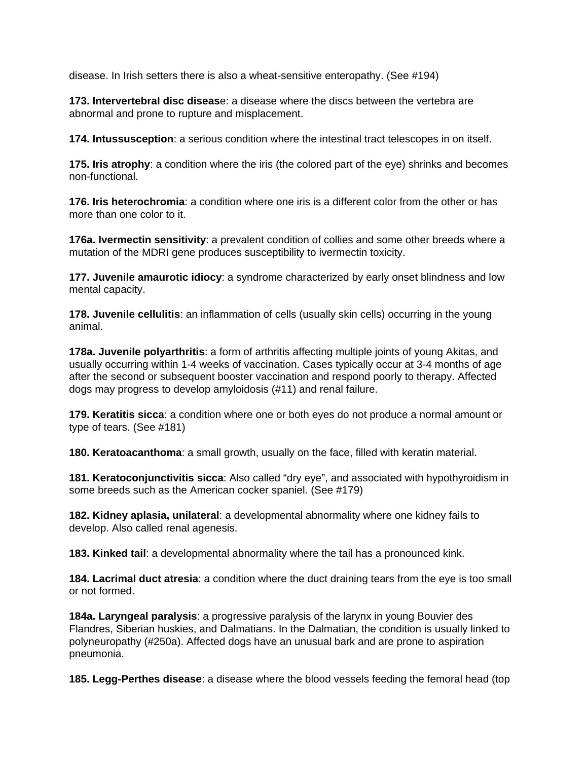disease. In Irish setters there is also a wheat-sensitive enteropathy. (See #194)

**173. Intervertebral disc diseas**e: a disease where the discs between the vertebra are abnormal and prone to rupture and misplacement.

**174. Intussusception**: a serious condition where the intestinal tract telescopes in on itself.

**175. Iris atrophy**: a condition where the iris (the colored part of the eye) shrinks and becomes non-functional.

**176. Iris heterochromia**: a condition where one iris is a different color from the other or has more than one color to it.

**176a. Ivermectin sensitivity**: a prevalent condition of collies and some other breeds where a mutation of the MDRI gene produces susceptibility to ivermectin toxicity.

**177. Juvenile amaurotic idiocy**: a syndrome characterized by early onset blindness and low mental capacity.

**178. Juvenile cellulitis**: an inflammation of cells (usually skin cells) occurring in the young animal.

**178a. Juvenile polyarthritis**: a form of arthritis affecting multiple joints of young Akitas, and usually occurring within 1-4 weeks of vaccination. Cases typically occur at 3-4 months of age after the second or subsequent booster vaccination and respond poorly to therapy. Affected dogs may progress to develop amyloidosis (#11) and renal failure.

**179. Keratitis sicca**: a condition where one or both eyes do not produce a normal amount or type of tears. (See #181)

**180. Keratoacanthoma**: a small growth, usually on the face, filled with keratin material.

**181. Keratoconjunctivitis sicca**: Also called “dry eye”, and associated with hypothyroidism in some breeds such as the American cocker spaniel. (See #179)

**182. Kidney aplasia, unilateral**: a developmental abnormality where one kidney fails to develop. Also called renal agenesis.

**183. Kinked tail**: a developmental abnormality where the tail has a pronounced kink.

**184. Lacrimal duct atresia**: a condition where the duct draining tears from the eye is too small or not formed.

**184a. Laryngeal paralysis**: a progressive paralysis of the larynx in young Bouvier des Flandres, Siberian huskies, and Dalmatians. In the Dalmatian, the condition is usually linked to polyneuropathy (#250a). Affected dogs have an unusual bark and are prone to aspiration pneumonia.

**185. Legg-Perthes disease**: a disease where the blood vessels feeding the femoral head (top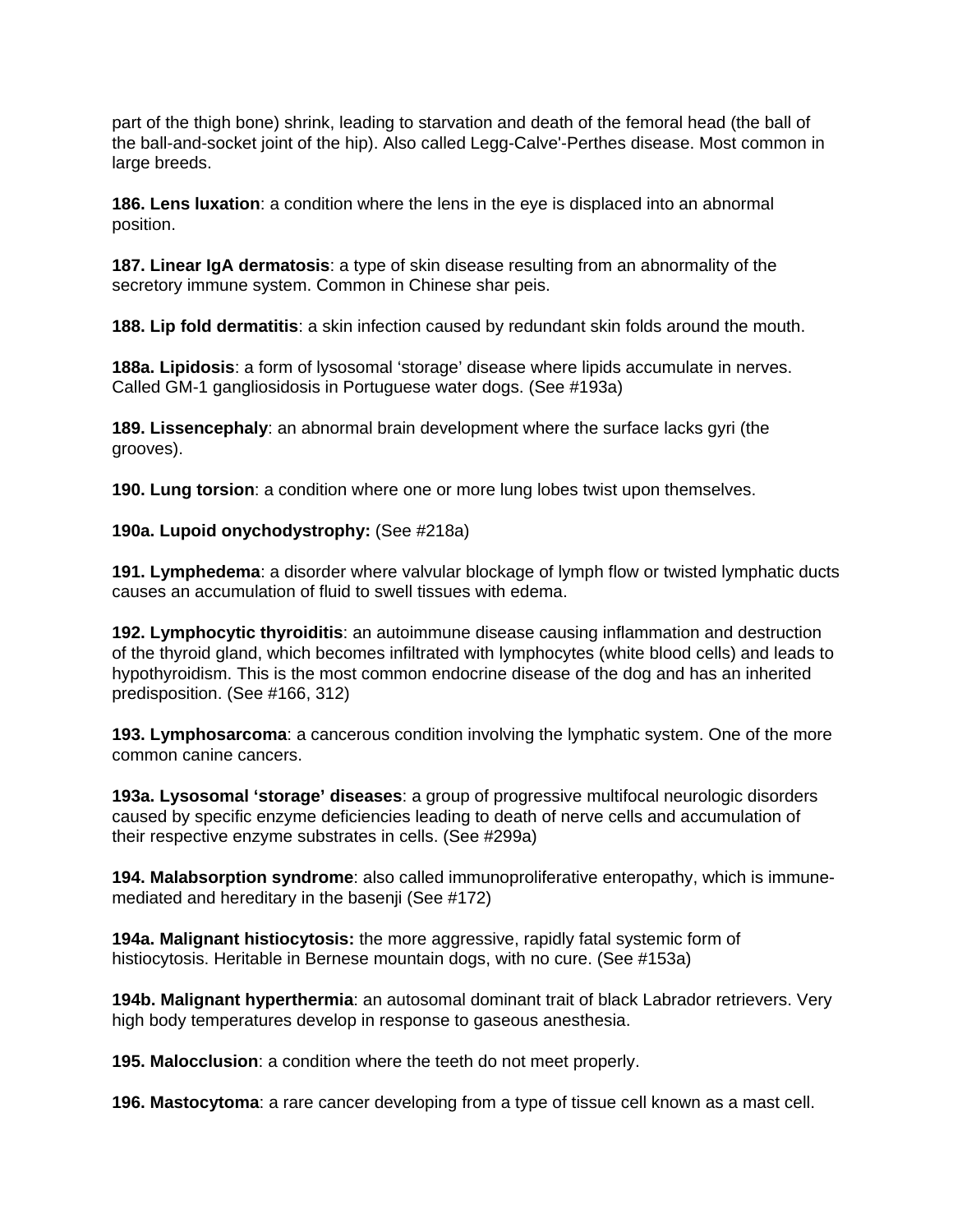part of the thigh bone) shrink, leading to starvation and death of the femoral head (the ball of the ball-and-socket joint of the hip). Also called Legg-Calve'-Perthes disease. Most common in large breeds.

**186. Lens luxation**: a condition where the lens in the eye is displaced into an abnormal position.

**187. Linear IgA dermatosis**: a type of skin disease resulting from an abnormality of the secretory immune system. Common in Chinese shar peis.

**188. Lip fold dermatitis**: a skin infection caused by redundant skin folds around the mouth.

**188a. Lipidosis**: a form of lysosomal 'storage' disease where lipids accumulate in nerves. Called GM-1 gangliosidosis in Portuguese water dogs. (See #193a)

**189. Lissencephaly**: an abnormal brain development where the surface lacks gyri (the grooves).

**190. Lung torsion**: a condition where one or more lung lobes twist upon themselves.

**190a. Lupoid onychodystrophy:** (See #218a)

**191. Lymphedema**: a disorder where valvular blockage of lymph flow or twisted lymphatic ducts causes an accumulation of fluid to swell tissues with edema.

**192. Lymphocytic thyroiditis**: an autoimmune disease causing inflammation and destruction of the thyroid gland, which becomes infiltrated with lymphocytes (white blood cells) and leads to hypothyroidism. This is the most common endocrine disease of the dog and has an inherited predisposition. (See #166, 312)

**193. Lymphosarcoma**: a cancerous condition involving the lymphatic system. One of the more common canine cancers.

**193a. Lysosomal 'storage' diseases**: a group of progressive multifocal neurologic disorders caused by specific enzyme deficiencies leading to death of nerve cells and accumulation of their respective enzyme substrates in cells. (See #299a)

**194. Malabsorption syndrome**: also called immunoproliferative enteropathy, which is immune-mediated and hereditary in the basenji (See #172)

**194a. Malignant histiocytosis:** the more aggressive, rapidly fatal systemic form of histiocytosis. Heritable in Bernese mountain dogs, with no cure. (See #153a)

**194b. Malignant hyperthermia**: an autosomal dominant trait of black Labrador retrievers. Very high body temperatures develop in response to gaseous anesthesia.

**195. Malocclusion**: a condition where the teeth do not meet properly.

**196. Mastocytoma**: a rare cancer developing from a type of tissue cell known as a mast cell.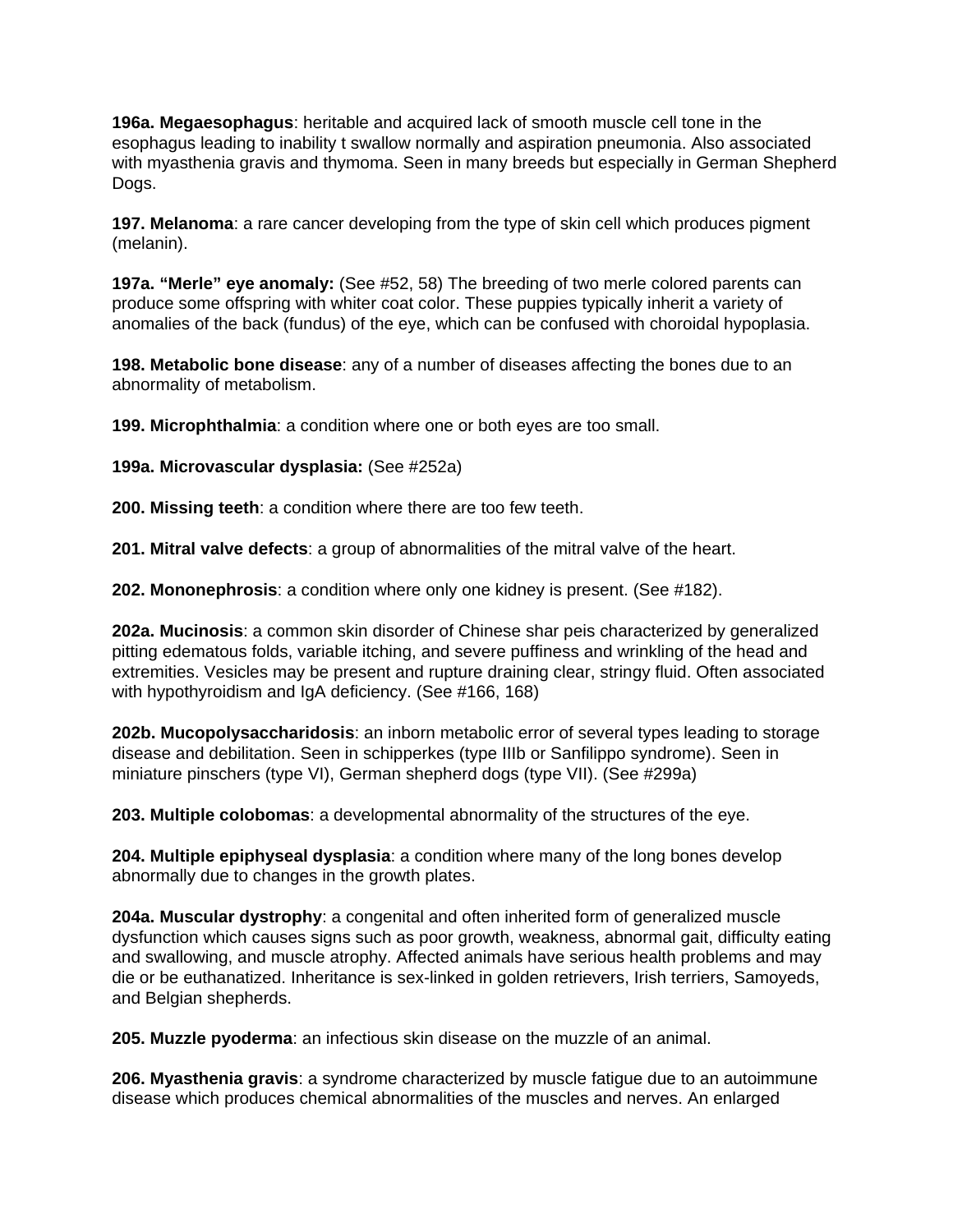**196a. Megaesophagus**: heritable and acquired lack of smooth muscle cell tone in the esophagus leading to inability t swallow normally and aspiration pneumonia. Also associated with myasthenia gravis and thymoma. Seen in many breeds but especially in German Shepherd Dogs.

**197. Melanoma**: a rare cancer developing from the type of skin cell which produces pigment (melanin).

**197a. "Merle" eye anomaly:** (See #52, 58) The breeding of two merle colored parents can produce some offspring with whiter coat color. These puppies typically inherit a variety of anomalies of the back (fundus) of the eye, which can be confused with choroidal hypoplasia.

**198. Metabolic bone disease**: any of a number of diseases affecting the bones due to an abnormality of metabolism.

**199. Microphthalmia**: a condition where one or both eyes are too small.

**199a. Microvascular dysplasia:** (See #252a)

**200. Missing teeth**: a condition where there are too few teeth.

**201. Mitral valve defects**: a group of abnormalities of the mitral valve of the heart.

**202. Mononephrosis**: a condition where only one kidney is present. (See #182).

**202a. Mucinosis**: a common skin disorder of Chinese shar peis characterized by generalized pitting edematous folds, variable itching, and severe puffiness and wrinkling of the head and extremities. Vesicles may be present and rupture draining clear, stringy fluid. Often associated with hypothyroidism and IgA deficiency. (See #166, 168)

**202b. Mucopolysaccharidosis**: an inborn metabolic error of several types leading to storage disease and debilitation. Seen in schipperkes (type IIIb or Sanfilippo syndrome). Seen in miniature pinschers (type VI), German shepherd dogs (type VII). (See #299a)

**203. Multiple colobomas**: a developmental abnormality of the structures of the eye.

**204. Multiple epiphyseal dysplasia**: a condition where many of the long bones develop abnormally due to changes in the growth plates.

**204a. Muscular dystrophy**: a congenital and often inherited form of generalized muscle dysfunction which causes signs such as poor growth, weakness, abnormal gait, difficulty eating and swallowing, and muscle atrophy. Affected animals have serious health problems and may die or be euthanatized. Inheritance is sex-linked in golden retrievers, Irish terriers, Samoyeds, and Belgian shepherds.

**205. Muzzle pyoderma**: an infectious skin disease on the muzzle of an animal.

**206. Myasthenia gravis**: a syndrome characterized by muscle fatigue due to an autoimmune disease which produces chemical abnormalities of the muscles and nerves. An enlarged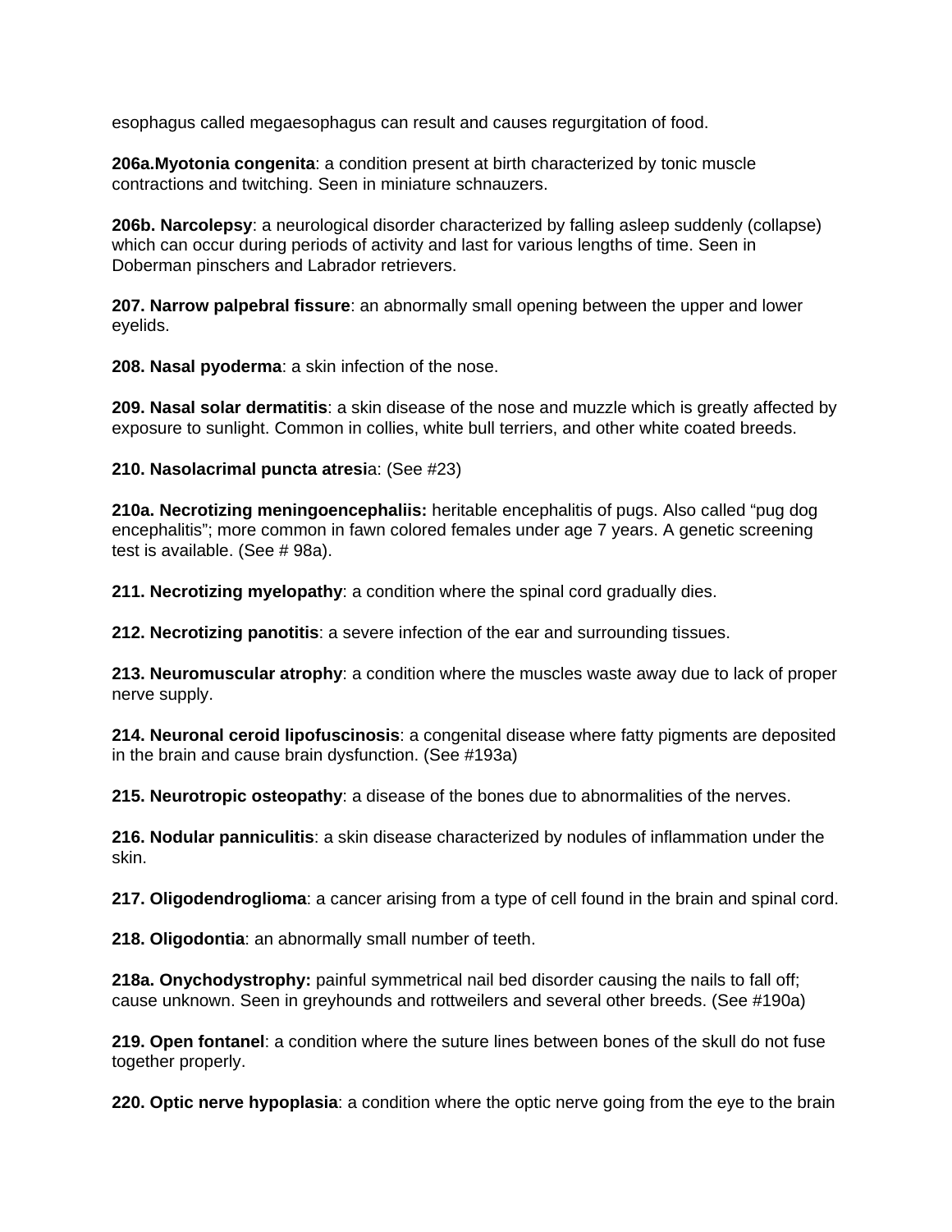esophagus called megaesophagus can result and causes regurgitation of food.

**206a.Myotonia congenita**: a condition present at birth characterized by tonic muscle contractions and twitching. Seen in miniature schnauzers.

**206b. Narcolepsy**: a neurological disorder characterized by falling asleep suddenly (collapse) which can occur during periods of activity and last for various lengths of time. Seen in Doberman pinschers and Labrador retrievers.

**207. Narrow palpebral fissure**: an abnormally small opening between the upper and lower eyelids.

**208. Nasal pyoderma**: a skin infection of the nose.

**209. Nasal solar dermatitis**: a skin disease of the nose and muzzle which is greatly affected by exposure to sunlight. Common in collies, white bull terriers, and other white coated breeds.

**210. Nasolacrimal puncta atresi**a: (See #23)

**210a. Necrotizing meningoencephaliis:** heritable encephalitis of pugs. Also called "pug dog encephalitis"; more common in fawn colored females under age 7 years. A genetic screening test is available. (See # 98a).

**211. Necrotizing myelopathy**: a condition where the spinal cord gradually dies.

**212. Necrotizing panotitis**: a severe infection of the ear and surrounding tissues.

**213. Neuromuscular atrophy**: a condition where the muscles waste away due to lack of proper nerve supply.

**214. Neuronal ceroid lipofuscinosis**: a congenital disease where fatty pigments are deposited in the brain and cause brain dysfunction. (See #193a)

**215. Neurotropic osteopathy**: a disease of the bones due to abnormalities of the nerves.

**216. Nodular panniculitis**: a skin disease characterized by nodules of inflammation under the skin.

**217. Oligodendroglioma**: a cancer arising from a type of cell found in the brain and spinal cord.

**218. Oligodontia**: an abnormally small number of teeth.

**218a. Onychodystrophy:** painful symmetrical nail bed disorder causing the nails to fall off; cause unknown. Seen in greyhounds and rottweilers and several other breeds. (See #190a)

**219. Open fontanel**: a condition where the suture lines between bones of the skull do not fuse together properly.

**220. Optic nerve hypoplasia**: a condition where the optic nerve going from the eye to the brain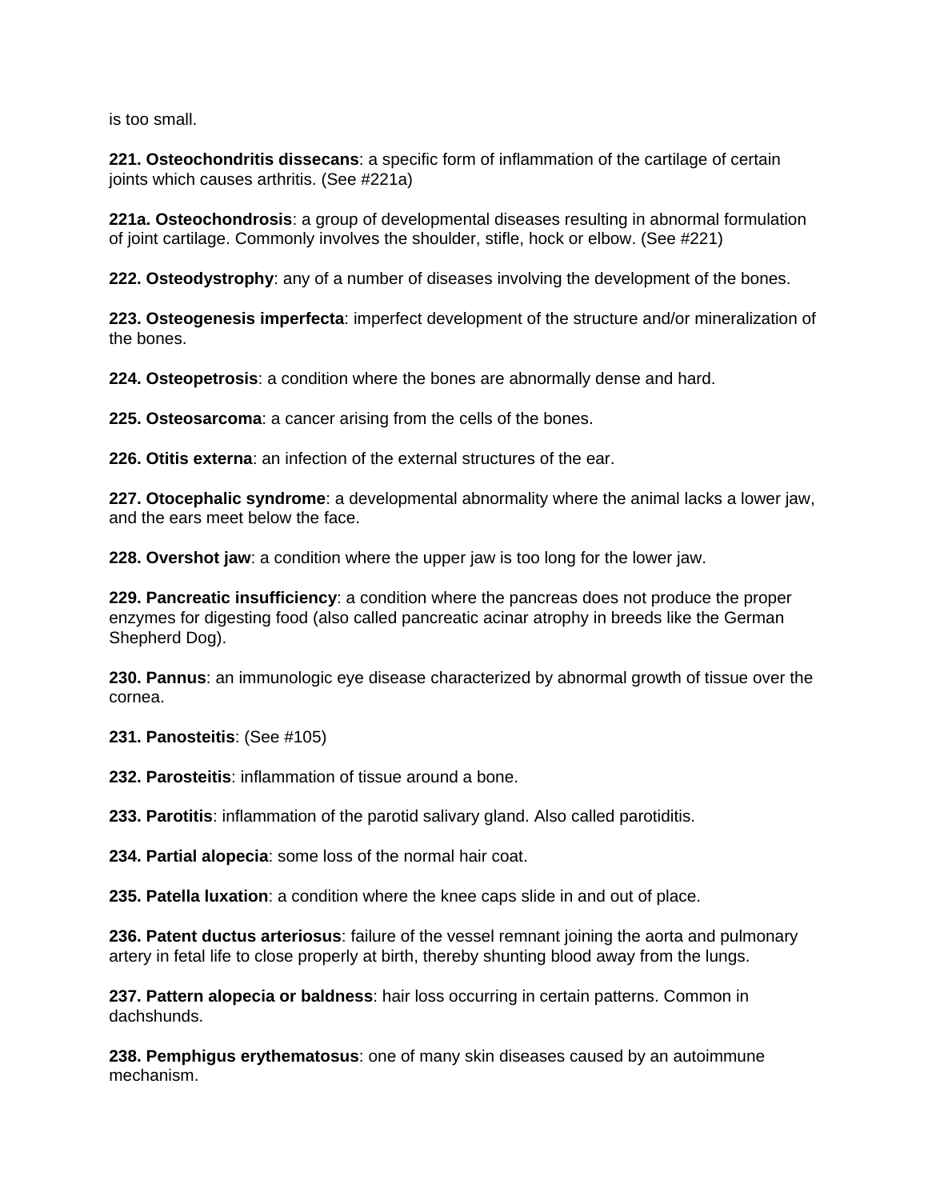is too small.

**221. Osteochondritis dissecans**: a specific form of inflammation of the cartilage of certain joints which causes arthritis. (See #221a)

**221a. Osteochondrosis**: a group of developmental diseases resulting in abnormal formulation of joint cartilage. Commonly involves the shoulder, stifle, hock or elbow. (See #221)

**222. Osteodystrophy**: any of a number of diseases involving the development of the bones.

**223. Osteogenesis imperfecta**: imperfect development of the structure and/or mineralization of the bones.

**224. Osteopetrosis**: a condition where the bones are abnormally dense and hard.

**225. Osteosarcoma**: a cancer arising from the cells of the bones.

**226. Otitis externa**: an infection of the external structures of the ear.

**227. Otocephalic syndrome**: a developmental abnormality where the animal lacks a lower jaw, and the ears meet below the face.

**228. Overshot jaw**: a condition where the upper jaw is too long for the lower jaw.

**229. Pancreatic insufficiency**: a condition where the pancreas does not produce the proper enzymes for digesting food (also called pancreatic acinar atrophy in breeds like the German Shepherd Dog).

**230. Pannus**: an immunologic eye disease characterized by abnormal growth of tissue over the cornea.

**231. Panosteitis**: (See #105)

**232. Parosteitis**: inflammation of tissue around a bone.

**233. Parotitis**: inflammation of the parotid salivary gland. Also called parotiditis.

**234. Partial alopecia**: some loss of the normal hair coat.

**235. Patella luxation**: a condition where the knee caps slide in and out of place.

**236. Patent ductus arteriosus**: failure of the vessel remnant joining the aorta and pulmonary artery in fetal life to close properly at birth, thereby shunting blood away from the lungs.

**237. Pattern alopecia or baldness**: hair loss occurring in certain patterns. Common in dachshunds.

**238. Pemphigus erythematosus**: one of many skin diseases caused by an autoimmune mechanism.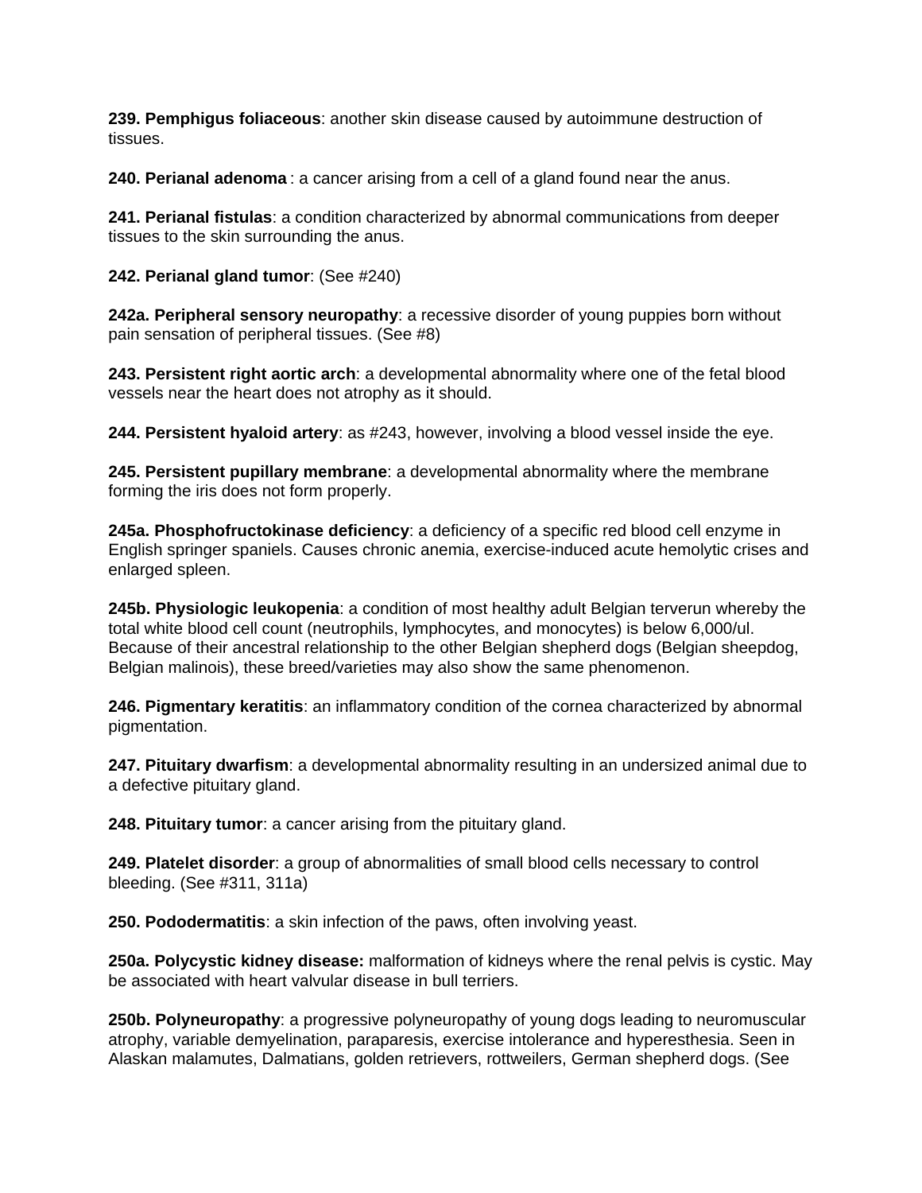**239. Pemphigus foliaceous**: another skin disease caused by autoimmune destruction of tissues.

**240. Perianal adenoma** : a cancer arising from a cell of a gland found near the anus.

**241. Perianal fistulas**: a condition characterized by abnormal communications from deeper tissues to the skin surrounding the anus.

**242. Perianal gland tumor**: (See #240)

**242a. Peripheral sensory neuropathy**: a recessive disorder of young puppies born without pain sensation of peripheral tissues. (See #8)

**243. Persistent right aortic arch**: a developmental abnormality where one of the fetal blood vessels near the heart does not atrophy as it should.

**244. Persistent hyaloid artery**: as #243, however, involving a blood vessel inside the eye.

**245. Persistent pupillary membrane**: a developmental abnormality where the membrane forming the iris does not form properly.

**245a. Phosphofructokinase deficiency**: a deficiency of a specific red blood cell enzyme in English springer spaniels. Causes chronic anemia, exercise-induced acute hemolytic crises and enlarged spleen.

**245b. Physiologic leukopenia**: a condition of most healthy adult Belgian terverun whereby the total white blood cell count (neutrophils, lymphocytes, and monocytes) is below 6,000/ul. Because of their ancestral relationship to the other Belgian shepherd dogs (Belgian sheepdog, Belgian malinois), these breed/varieties may also show the same phenomenon.

**246. Pigmentary keratitis**: an inflammatory condition of the cornea characterized by abnormal pigmentation.

**247. Pituitary dwarfism**: a developmental abnormality resulting in an undersized animal due to a defective pituitary gland.

**248. Pituitary tumor**: a cancer arising from the pituitary gland.

**249. Platelet disorder**: a group of abnormalities of small blood cells necessary to control bleeding. (See #311, 311a)

**250. Pododermatitis**: a skin infection of the paws, often involving yeast.

**250a. Polycystic kidney disease:** malformation of kidneys where the renal pelvis is cystic. May be associated with heart valvular disease in bull terriers.

**250b. Polyneuropathy**: a progressive polyneuropathy of young dogs leading to neuromuscular atrophy, variable demyelination, paraparesis, exercise intolerance and hyperesthesia. Seen in Alaskan malamutes, Dalmatians, golden retrievers, rottweilers, German shepherd dogs. (See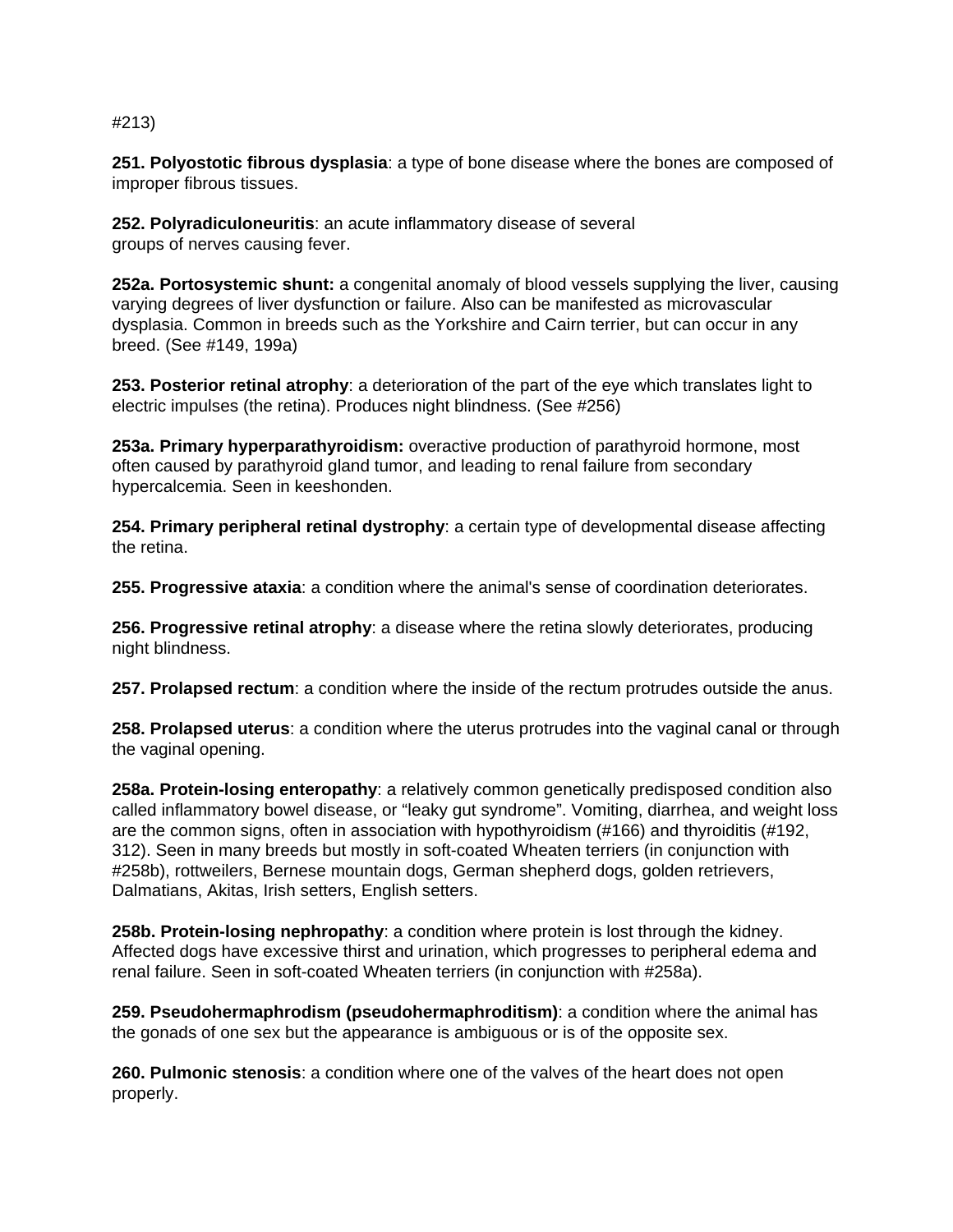#213)

**251. Polyostotic fibrous dysplasia**: a type of bone disease where the bones are composed of improper fibrous tissues.

**252. Polyradiculoneuritis**: an acute inflammatory disease of several groups of nerves causing fever.

**252a. Portosystemic shunt:** a congenital anomaly of blood vessels supplying the liver, causing varying degrees of liver dysfunction or failure. Also can be manifested as microvascular dysplasia. Common in breeds such as the Yorkshire and Cairn terrier, but can occur in any breed. (See #149, 199a)

**253. Posterior retinal atrophy**: a deterioration of the part of the eye which translates light to electric impulses (the retina). Produces night blindness. (See #256)

**253a. Primary hyperparathyroidism:** overactive production of parathyroid hormone, most often caused by parathyroid gland tumor, and leading to renal failure from secondary hypercalcemia. Seen in keeshonden.

**254. Primary peripheral retinal dystrophy**: a certain type of developmental disease affecting the retina.

**255. Progressive ataxia**: a condition where the animal's sense of coordination deteriorates.

**256. Progressive retinal atrophy**: a disease where the retina slowly deteriorates, producing night blindness.

**257. Prolapsed rectum**: a condition where the inside of the rectum protrudes outside the anus.

**258. Prolapsed uterus**: a condition where the uterus protrudes into the vaginal canal or through the vaginal opening.

**258a. Protein-losing enteropathy**: a relatively common genetically predisposed condition also called inflammatory bowel disease, or "leaky gut syndrome". Vomiting, diarrhea, and weight loss are the common signs, often in association with hypothyroidism (#166) and thyroiditis (#192, 312). Seen in many breeds but mostly in soft-coated Wheaten terriers (in conjunction with #258b), rottweilers, Bernese mountain dogs, German shepherd dogs, golden retrievers, Dalmatians, Akitas, Irish setters, English setters.

**258b. Protein-losing nephropathy**: a condition where protein is lost through the kidney. Affected dogs have excessive thirst and urination, which progresses to peripheral edema and renal failure. Seen in soft-coated Wheaten terriers (in conjunction with #258a).

**259. Pseudohermaphrodism (pseudohermaphroditism)**: a condition where the animal has the gonads of one sex but the appearance is ambiguous or is of the opposite sex.

**260. Pulmonic stenosis**: a condition where one of the valves of the heart does not open properly.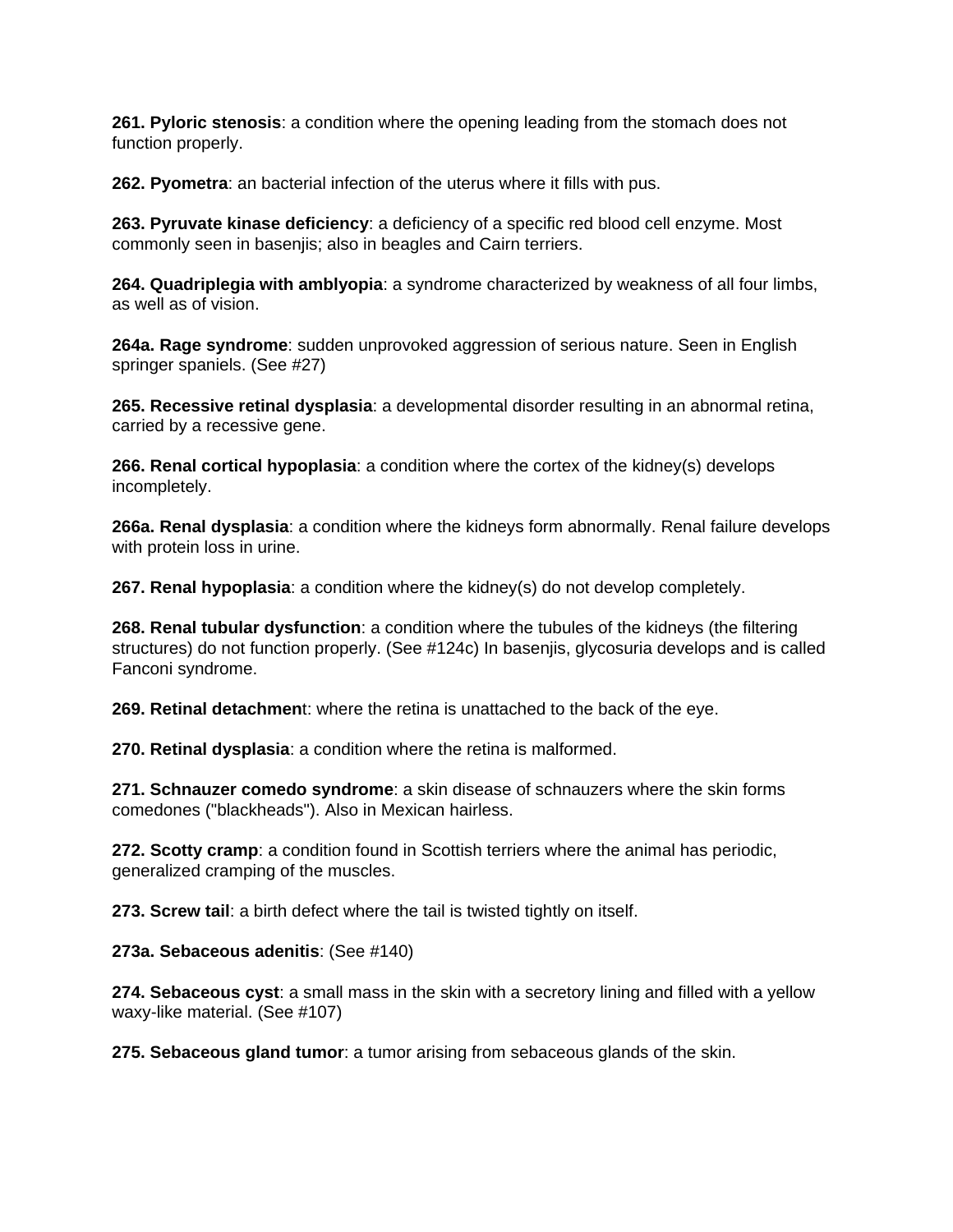**261. Pyloric stenosis**: a condition where the opening leading from the stomach does not function properly.

**262. Pyometra**: an bacterial infection of the uterus where it fills with pus.

**263. Pyruvate kinase deficiency**: a deficiency of a specific red blood cell enzyme. Most commonly seen in basenjis; also in beagles and Cairn terriers.

**264. Quadriplegia with amblyopia**: a syndrome characterized by weakness of all four limbs, as well as of vision.

**264a. Rage syndrome**: sudden unprovoked aggression of serious nature. Seen in English springer spaniels. (See #27)

**265. Recessive retinal dysplasia**: a developmental disorder resulting in an abnormal retina, carried by a recessive gene.

**266. Renal cortical hypoplasia**: a condition where the cortex of the kidney(s) develops incompletely.

**266a. Renal dysplasia**: a condition where the kidneys form abnormally. Renal failure develops with protein loss in urine.

**267. Renal hypoplasia**: a condition where the kidney(s) do not develop completely.

**268. Renal tubular dysfunction**: a condition where the tubules of the kidneys (the filtering structures) do not function properly. (See #124c) In basenjis, glycosuria develops and is called Fanconi syndrome.

**269. Retinal detachmen**t: where the retina is unattached to the back of the eye.

**270. Retinal dysplasia**: a condition where the retina is malformed.

**271. Schnauzer comedo syndrome**: a skin disease of schnauzers where the skin forms comedones ("blackheads"). Also in Mexican hairless.

**272. Scotty cramp**: a condition found in Scottish terriers where the animal has periodic, generalized cramping of the muscles.

**273. Screw tail**: a birth defect where the tail is twisted tightly on itself.

**273a. Sebaceous adenitis**: (See #140)

**274. Sebaceous cyst**: a small mass in the skin with a secretory lining and filled with a yellow waxy-like material. (See #107)

**275. Sebaceous gland tumor**: a tumor arising from sebaceous glands of the skin.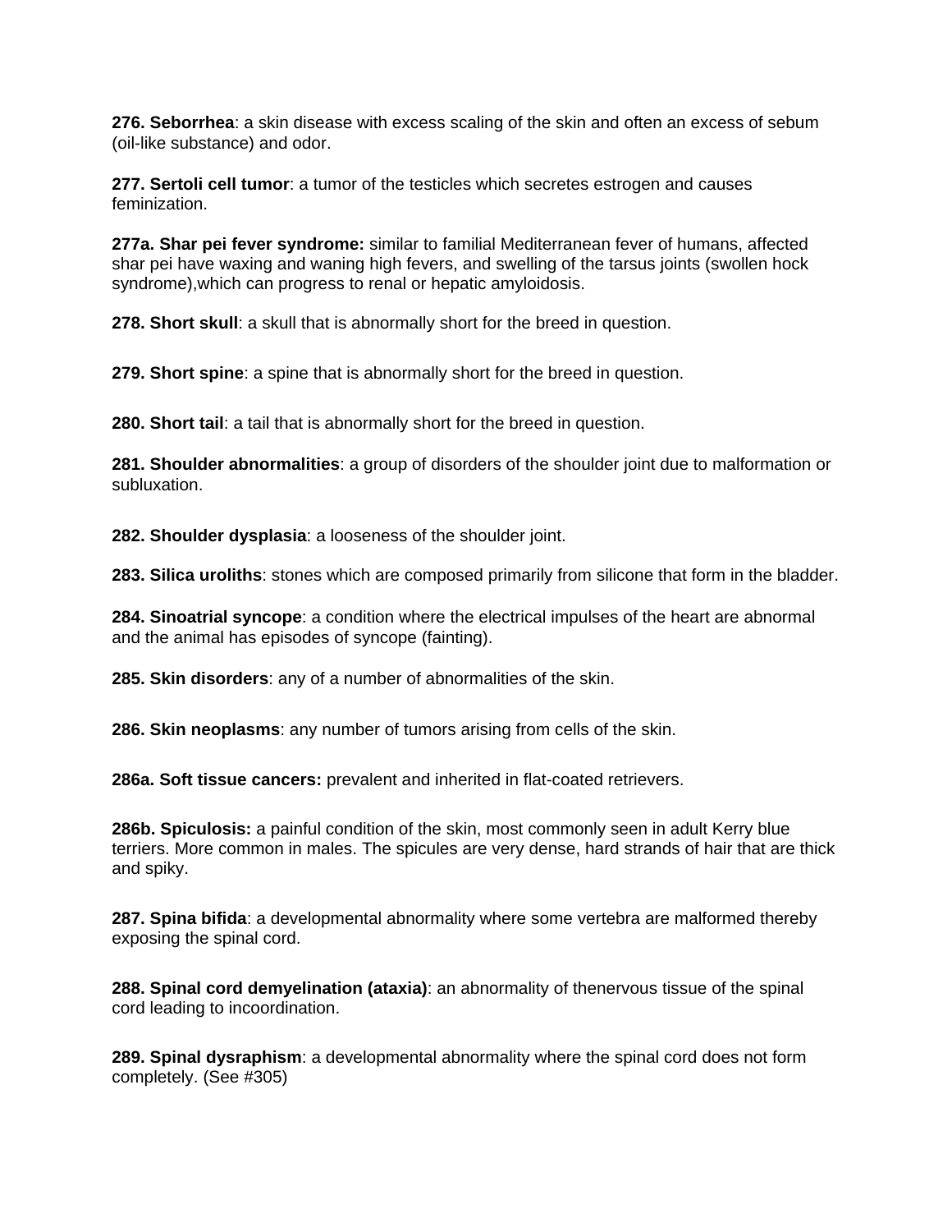**276. Seborrhea**: a skin disease with excess scaling of the skin and often an excess of sebum (oil-like substance) and odor.

**277. Sertoli cell tumor**: a tumor of the testicles which secretes estrogen and causes feminization.

**277a. Shar pei fever syndrome:** similar to familial Mediterranean fever of humans, affected shar pei have waxing and waning high fevers, and swelling of the tarsus joints (swollen hock syndrome),which can progress to renal or hepatic amyloidosis.

**278. Short skull**: a skull that is abnormally short for the breed in question.

**279. Short spine**: a spine that is abnormally short for the breed in question.

**280. Short tail**: a tail that is abnormally short for the breed in question.

**281. Shoulder abnormalities**: a group of disorders of the shoulder joint due to malformation or subluxation.

**282. Shoulder dysplasia**: a looseness of the shoulder joint.

**283. Silica uroliths**: stones which are composed primarily from silicone that form in the bladder.

**284. Sinoatrial syncope**: a condition where the electrical impulses of the heart are abnormal and the animal has episodes of syncope (fainting).

**285. Skin disorders**: any of a number of abnormalities of the skin.

**286. Skin neoplasms**: any number of tumors arising from cells of the skin.

**286a. Soft tissue cancers:** prevalent and inherited in flat-coated retrievers.

**286b. Spiculosis:** a painful condition of the skin, most commonly seen in adult Kerry blue terriers. More common in males. The spicules are very dense, hard strands of hair that are thick and spiky.

**287. Spina bifida**: a developmental abnormality where some vertebra are malformed thereby exposing the spinal cord.

**288. Spinal cord demyelination (ataxia)**: an abnormality of thenervous tissue of the spinal cord leading to incoordination.

**289. Spinal dysraphism**: a developmental abnormality where the spinal cord does not form completely. (See #305)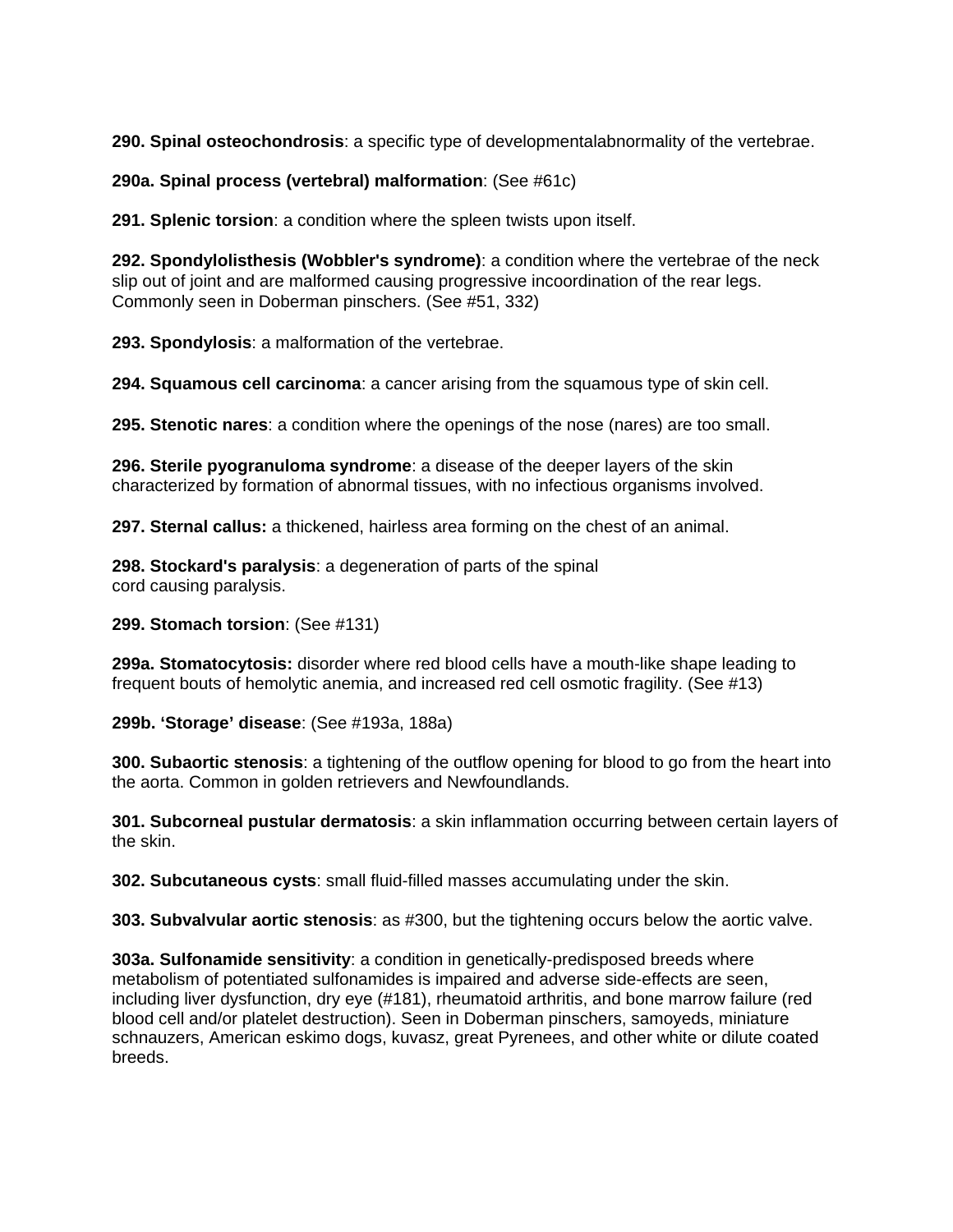**290. Spinal osteochondrosis**: a specific type of developmentalabnormality of the vertebrae.

**290a. Spinal process (vertebral) malformation**: (See #61c)

**291. Splenic torsion**: a condition where the spleen twists upon itself.

**292. Spondylolisthesis (Wobbler's syndrome)**: a condition where the vertebrae of the neck slip out of joint and are malformed causing progressive incoordination of the rear legs. Commonly seen in Doberman pinschers. (See #51, 332)

**293. Spondylosis**: a malformation of the vertebrae.

**294. Squamous cell carcinoma**: a cancer arising from the squamous type of skin cell.

**295. Stenotic nares**: a condition where the openings of the nose (nares) are too small.

**296. Sterile pyogranuloma syndrome**: a disease of the deeper layers of the skin characterized by formation of abnormal tissues, with no infectious organisms involved.

**297. Sternal callus:** a thickened, hairless area forming on the chest of an animal.

**298. Stockard's paralysis**: a degeneration of parts of the spinal cord causing paralysis.

**299. Stomach torsion**: (See #131)

**299a. Stomatocytosis:** disorder where red blood cells have a mouth-like shape leading to frequent bouts of hemolytic anemia, and increased red cell osmotic fragility. (See #13)

**299b. 'Storage' disease**: (See #193a, 188a)

**300. Subaortic stenosis**: a tightening of the outflow opening for blood to go from the heart into the aorta. Common in golden retrievers and Newfoundlands.

**301. Subcorneal pustular dermatosis**: a skin inflammation occurring between certain layers of the skin.

**302. Subcutaneous cysts**: small fluid-filled masses accumulating under the skin.

**303. Subvalvular aortic stenosis**: as #300, but the tightening occurs below the aortic valve.

**303a. Sulfonamide sensitivity**: a condition in genetically-predisposed breeds where metabolism of potentiated sulfonamides is impaired and adverse side-effects are seen, including liver dysfunction, dry eye (#181), rheumatoid arthritis, and bone marrow failure (red blood cell and/or platelet destruction). Seen in Doberman pinschers, samoyeds, miniature schnauzers, American eskimo dogs, kuvasz, great Pyrenees, and other white or dilute coated breeds.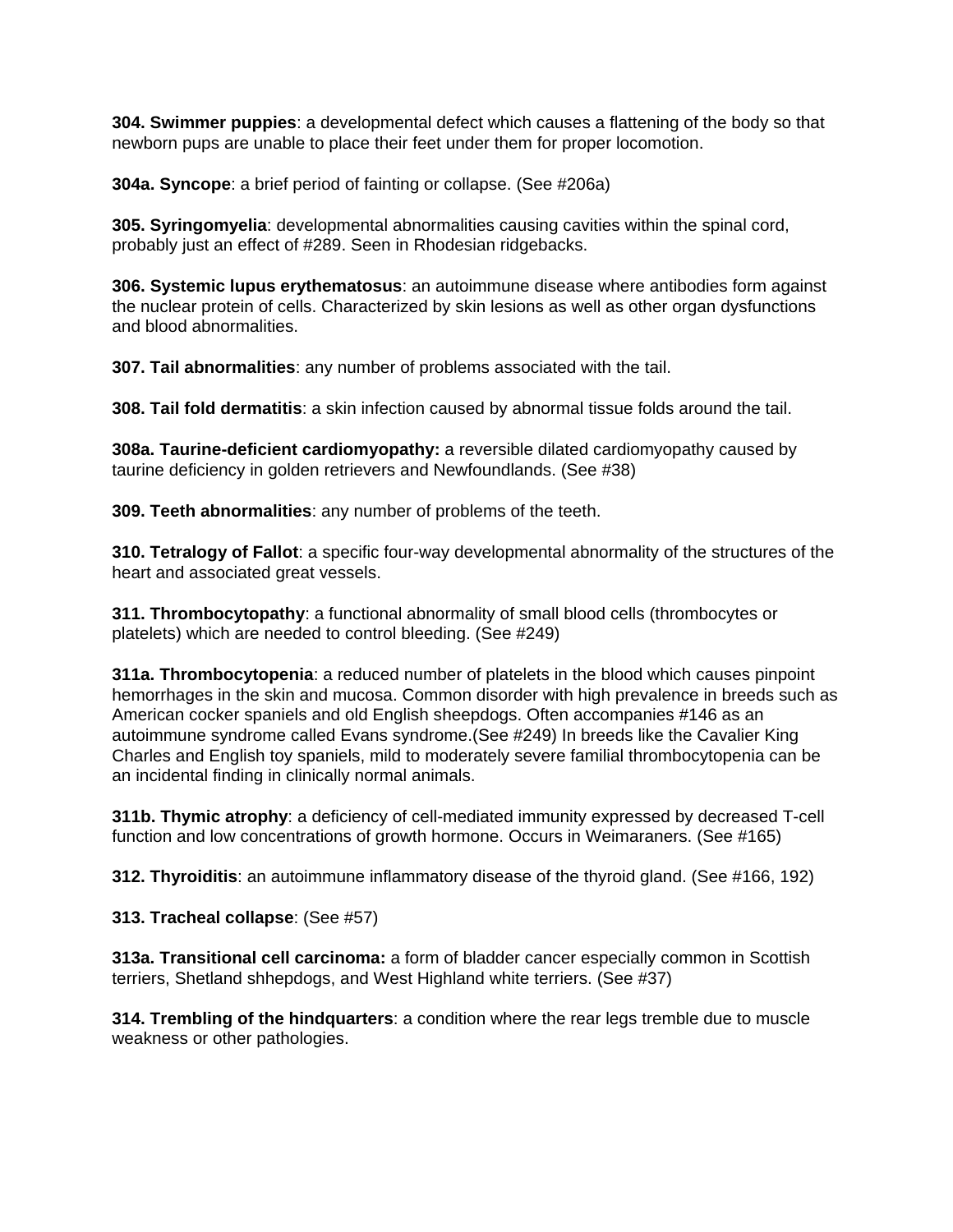**304. Swimmer puppies**: a developmental defect which causes a flattening of the body so that newborn pups are unable to place their feet under them for proper locomotion.

**304a. Syncope**: a brief period of fainting or collapse. (See #206a)

**305. Syringomyelia**: developmental abnormalities causing cavities within the spinal cord, probably just an effect of #289. Seen in Rhodesian ridgebacks.

**306. Systemic lupus erythematosus**: an autoimmune disease where antibodies form against the nuclear protein of cells. Characterized by skin lesions as well as other organ dysfunctions and blood abnormalities.

**307. Tail abnormalities**: any number of problems associated with the tail.

**308. Tail fold dermatitis**: a skin infection caused by abnormal tissue folds around the tail.

**308a. Taurine-deficient cardiomyopathy:** a reversible dilated cardiomyopathy caused by taurine deficiency in golden retrievers and Newfoundlands. (See #38)

**309. Teeth abnormalities**: any number of problems of the teeth.

**310. Tetralogy of Fallot**: a specific four-way developmental abnormality of the structures of the heart and associated great vessels.

**311. Thrombocytopathy**: a functional abnormality of small blood cells (thrombocytes or platelets) which are needed to control bleeding. (See #249)

**311a. Thrombocytopenia**: a reduced number of platelets in the blood which causes pinpoint hemorrhages in the skin and mucosa. Common disorder with high prevalence in breeds such as American cocker spaniels and old English sheepdogs. Often accompanies #146 as an autoimmune syndrome called Evans syndrome.(See #249) In breeds like the Cavalier King Charles and English toy spaniels, mild to moderately severe familial thrombocytopenia can be an incidental finding in clinically normal animals.

**311b. Thymic atrophy**: a deficiency of cell-mediated immunity expressed by decreased T-cell function and low concentrations of growth hormone. Occurs in Weimaraners. (See #165)

**312. Thyroiditis**: an autoimmune inflammatory disease of the thyroid gland. (See #166, 192)

**313. Tracheal collapse**: (See #57)

**313a. Transitional cell carcinoma:** a form of bladder cancer especially common in Scottish terriers, Shetland shhepdogs, and West Highland white terriers. (See #37)

**314. Trembling of the hindquarters**: a condition where the rear legs tremble due to muscle weakness or other pathologies.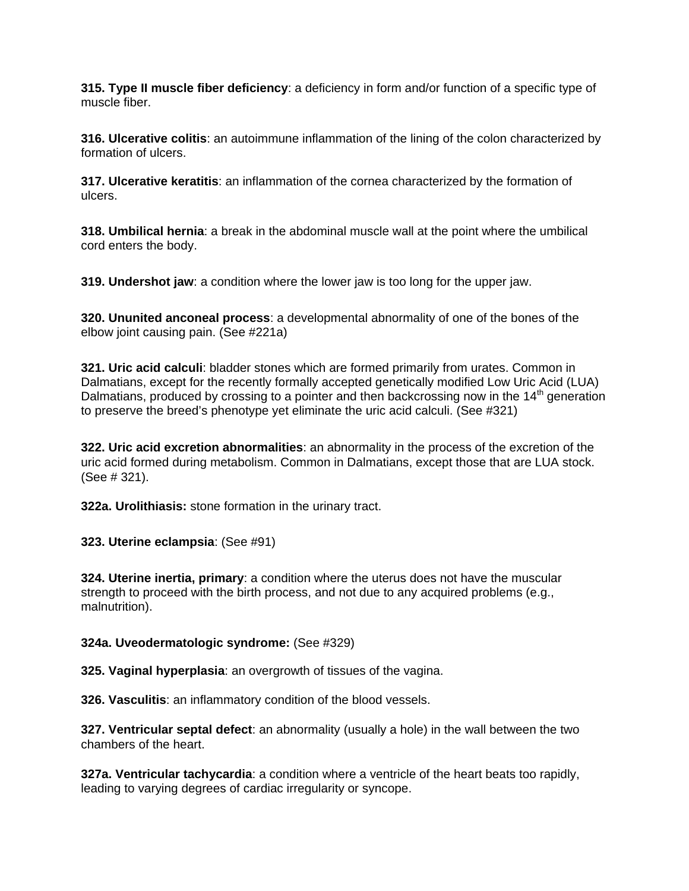**315. Type II muscle fiber deficiency**: a deficiency in form and/or function of a specific type of muscle fiber.

**316. Ulcerative colitis**: an autoimmune inflammation of the lining of the colon characterized by formation of ulcers.

**317. Ulcerative keratitis**: an inflammation of the cornea characterized by the formation of ulcers.

**318. Umbilical hernia**: a break in the abdominal muscle wall at the point where the umbilical cord enters the body.

**319. Undershot jaw**: a condition where the lower jaw is too long for the upper jaw.

**320. Ununited anconeal process**: a developmental abnormality of one of the bones of the elbow joint causing pain. (See #221a)

**321. Uric acid calculi**: bladder stones which are formed primarily from urates. Common in Dalmatians, except for the recently formally accepted genetically modified Low Uric Acid (LUA) Dalmatians, produced by crossing to a pointer and then backcrossing now in the 14th generation to preserve the breed's phenotype yet eliminate the uric acid calculi. (See #321)

**322. Uric acid excretion abnormalities**: an abnormality in the process of the excretion of the uric acid formed during metabolism. Common in Dalmatians, except those that are LUA stock. (See # 321).

**322a. Urolithiasis:** stone formation in the urinary tract.

**323. Uterine eclampsia**: (See #91)

**324. Uterine inertia, primary**: a condition where the uterus does not have the muscular strength to proceed with the birth process, and not due to any acquired problems (e.g., malnutrition).

**324a. Uveodermatologic syndrome:** (See #329)

**325. Vaginal hyperplasia**: an overgrowth of tissues of the vagina.

**326. Vasculitis**: an inflammatory condition of the blood vessels.

**327. Ventricular septal defect**: an abnormality (usually a hole) in the wall between the two chambers of the heart.

**327a. Ventricular tachycardia**: a condition where a ventricle of the heart beats too rapidly, leading to varying degrees of cardiac irregularity or syncope.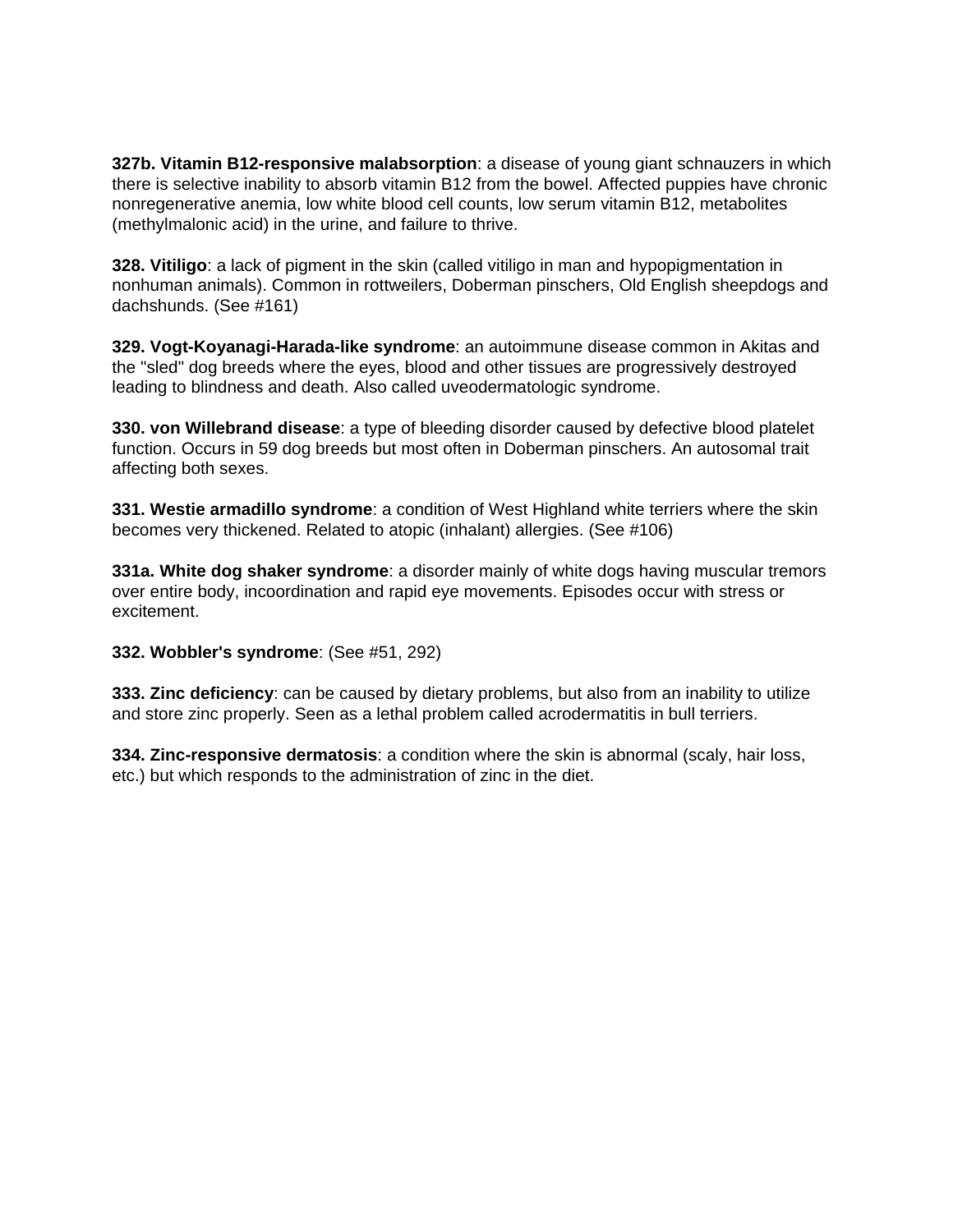**327b. Vitamin B12-responsive malabsorption**: a disease of young giant schnauzers in which there is selective inability to absorb vitamin B12 from the bowel. Affected puppies have chronic nonregenerative anemia, low white blood cell counts, low serum vitamin B12, metabolites (methylmalonic acid) in the urine, and failure to thrive.

**328. Vitiligo**: a lack of pigment in the skin (called vitiligo in man and hypopigmentation in nonhuman animals). Common in rottweilers, Doberman pinschers, Old English sheepdogs and dachshunds. (See #161)

**329. Vogt-Koyanagi-Harada-like syndrome**: an autoimmune disease common in Akitas and the "sled" dog breeds where the eyes, blood and other tissues are progressively destroyed leading to blindness and death. Also called uveodermatologic syndrome.

**330. von Willebrand disease**: a type of bleeding disorder caused by defective blood platelet function. Occurs in 59 dog breeds but most often in Doberman pinschers. An autosomal trait affecting both sexes.

**331. Westie armadillo syndrome**: a condition of West Highland white terriers where the skin becomes very thickened. Related to atopic (inhalant) allergies. (See #106)

**331a. White dog shaker syndrome**: a disorder mainly of white dogs having muscular tremors over entire body, incoordination and rapid eye movements. Episodes occur with stress or excitement.

**332. Wobbler's syndrome**: (See #51, 292)

**333. Zinc deficiency**: can be caused by dietary problems, but also from an inability to utilize and store zinc properly. Seen as a lethal problem called acrodermatitis in bull terriers.

**334. Zinc-responsive dermatosis**: a condition where the skin is abnormal (scaly, hair loss, etc.) but which responds to the administration of zinc in the diet.